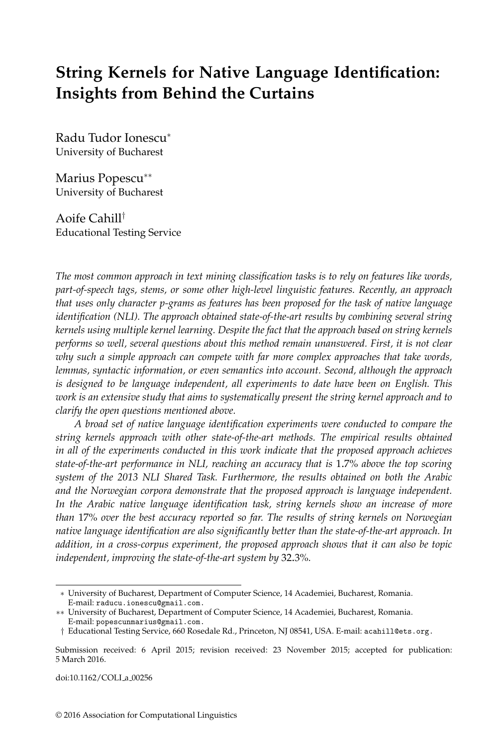# String Kernels for Native Language Identification: Insights from Behind the Curtains

Radu Tudor Ionescu*
University of Bucharest

Marius Popescu**
University of Bucharest

Aoife Cahill†
Educational Testing Service

*The most common approach in text mining classification tasks is to rely on features like words, part-of-speech tags, stems, or some other high-level linguistic features. Recently, an approach that uses only character p-grams as features has been proposed for the task of native language identification (NLI). The approach obtained state-of-the-art results by combining several string kernels using multiple kernel learning. Despite the fact that the approach based on string kernels performs so well, several questions about this method remain unanswered. First, it is not clear why such a simple approach can compete with far more complex approaches that take words, lemmas, syntactic information, or even semantics into account. Second, although the approach is designed to be language independent, all experiments to date have been on English. This work is an extensive study that aims to systematically present the string kernel approach and to clarify the open questions mentioned above.*

*A broad set of native language identification experiments were conducted to compare the string kernels approach with other state-of-the-art methods. The empirical results obtained in all of the experiments conducted in this work indicate that the proposed approach achieves state-of-the-art performance in NLI, reaching an accuracy that is 1.7% above the top scoring system of the 2013 NLI Shared Task. Furthermore, the results obtained on both the Arabic and the Norwegian corpora demonstrate that the proposed approach is language independent. In the Arabic native language identification task, string kernels show an increase of more than 17% over the best accuracy reported so far. The results of string kernels on Norwegian native language identification are also significantly better than the state-of-the-art approach. In addition, in a cross-corpus experiment, the proposed approach shows that it can also be topic independent, improving the state-of-the-art system by 32.3%.*

---

* University of Bucharest, Department of Computer Science, 14 Academiei, Bucharest, Romania. E-mail: raducu.ionescu@gmail.com.

** University of Bucharest, Department of Computer Science, 14 Academiei, Bucharest, Romania. E-mail: popescunmarius@gmail.com.

† Educational Testing Service, 660 Rosedale Rd., Princeton, NJ 08541, USA. E-mail: acahill@ets.org.

Submission received: 6 April 2015; revision received: 23 November 2015; accepted for publication: 5 March 2016.

doi:10.1162/COLI_a_00256

© 2016 Association for Computational Linguistics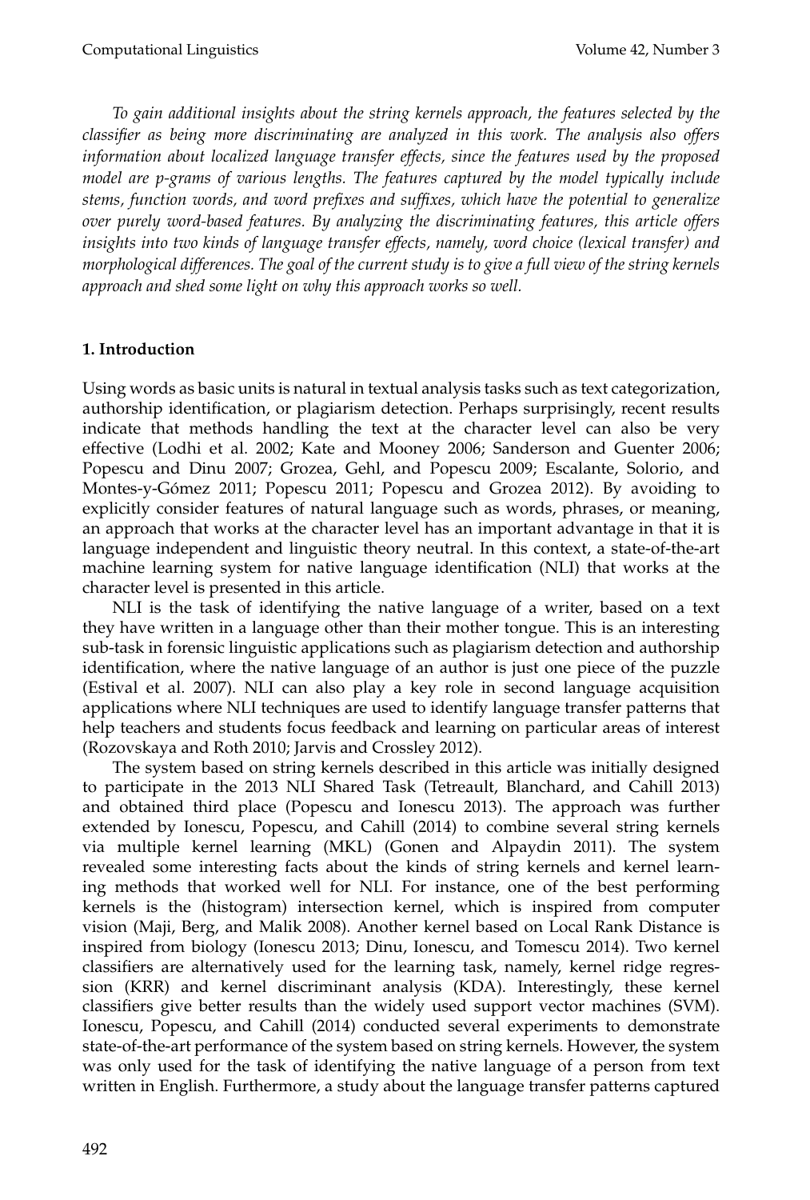*To gain additional insights about the string kernels approach, the features selected by the classifier as being more discriminating are analyzed in this work. The analysis also offers information about localized language transfer effects, since the features used by the proposed model are p-grams of various lengths. The features captured by the model typically include stems, function words, and word prefixes and suffixes, which have the potential to generalize over purely word-based features. By analyzing the discriminating features, this article offers insights into two kinds of language transfer effects, namely, word choice (lexical transfer) and morphological differences. The goal of the current study is to give a full view of the string kernels approach and shed some light on why this approach works so well.*

## 1. Introduction

Using words as basic units is natural in textual analysis tasks such as text categorization, authorship identification, or plagiarism detection. Perhaps surprisingly, recent results indicate that methods handling the text at the character level can also be very effective (Lodhi et al. 2002; Kate and Mooney 2006; Sanderson and Guenter 2006; Popescu and Dinu 2007; Grozea, Gehl, and Popescu 2009; Escalante, Solorio, and Montes-y-Gómez 2011; Popescu 2011; Popescu and Grozea 2012). By avoiding to explicitly consider features of natural language such as words, phrases, or meaning, an approach that works at the character level has an important advantage in that it is language independent and linguistic theory neutral. In this context, a state-of-the-art machine learning system for native language identification (NLI) that works at the character level is presented in this article.

NLI is the task of identifying the native language of a writer, based on a text they have written in a language other than their mother tongue. This is an interesting sub-task in forensic linguistic applications such as plagiarism detection and authorship identification, where the native language of an author is just one piece of the puzzle (Estival et al. 2007). NLI can also play a key role in second language acquisition applications where NLI techniques are used to identify language transfer patterns that help teachers and students focus feedback and learning on particular areas of interest (Rozovskaya and Roth 2010; Jarvis and Crossley 2012).

The system based on string kernels described in this article was initially designed to participate in the 2013 NLI Shared Task (Tetreault, Blanchard, and Cahill 2013) and obtained third place (Popescu and Ionescu 2013). The approach was further extended by Ionescu, Popescu, and Cahill (2014) to combine several string kernels via multiple kernel learning (MKL) (Gonen and Alpaydin 2011). The system revealed some interesting facts about the kinds of string kernels and kernel learning methods that worked well for NLI. For instance, one of the best performing kernels is the (histogram) intersection kernel, which is inspired from computer vision (Maji, Berg, and Malik 2008). Another kernel based on Local Rank Distance is inspired from biology (Ionescu 2013; Dinu, Ionescu, and Tomescu 2014). Two kernel classifiers are alternatively used for the learning task, namely, kernel ridge regression (KRR) and kernel discriminant analysis (KDA). Interestingly, these kernel classifiers give better results than the widely used support vector machines (SVM). Ionescu, Popescu, and Cahill (2014) conducted several experiments to demonstrate state-of-the-art performance of the system based on string kernels. However, the system was only used for the task of identifying the native language of a person from text written in English. Furthermore, a study about the language transfer patterns captured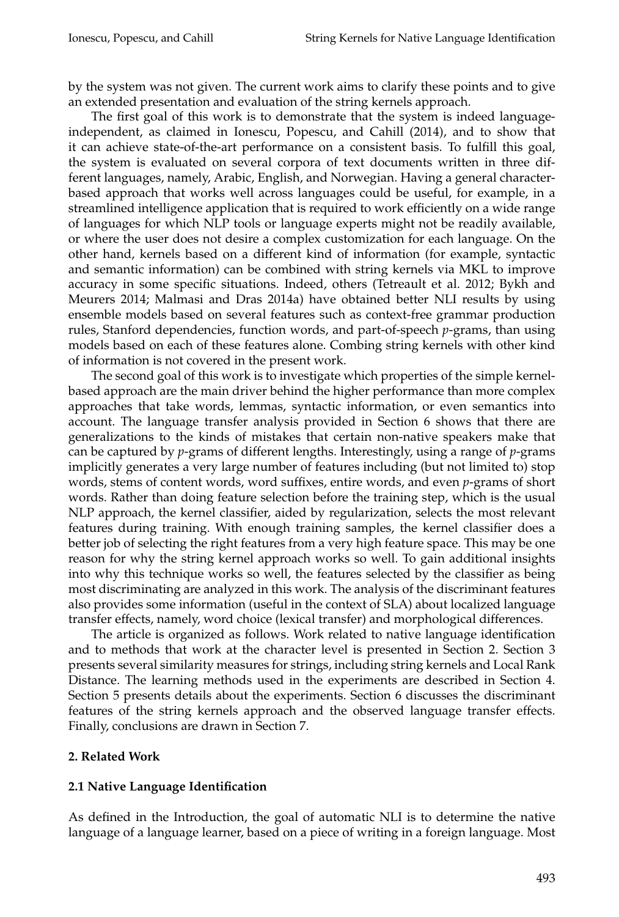by the system was not given. The current work aims to clarify these points and to give an extended presentation and evaluation of the string kernels approach.

The first goal of this work is to demonstrate that the system is indeed language-independent, as claimed in Ionescu, Popescu, and Cahill (2014), and to show that it can achieve state-of-the-art performance on a consistent basis. To fulfill this goal, the system is evaluated on several corpora of text documents written in three different languages, namely, Arabic, English, and Norwegian. Having a general character-based approach that works well across languages could be useful, for example, in a streamlined intelligence application that is required to work efficiently on a wide range of languages for which NLP tools or language experts might not be readily available, or where the user does not desire a complex customization for each language. On the other hand, kernels based on a different kind of information (for example, syntactic and semantic information) can be combined with string kernels via MKL to improve accuracy in some specific situations. Indeed, others (Tetreault et al. 2012; Bykh and Meurers 2014; Malmasi and Dras 2014a) have obtained better NLI results by using ensemble models based on several features such as context-free grammar production rules, Stanford dependencies, function words, and part-of-speech *p*-grams, than using models based on each of these features alone. Combing string kernels with other kind of information is not covered in the present work.

The second goal of this work is to investigate which properties of the simple kernel-based approach are the main driver behind the higher performance than more complex approaches that take words, lemmas, syntactic information, or even semantics into account. The language transfer analysis provided in Section 6 shows that there are generalizations to the kinds of mistakes that certain non-native speakers make that can be captured by *p*-grams of different lengths. Interestingly, using a range of *p*-grams implicitly generates a very large number of features including (but not limited to) stop words, stems of content words, word suffixes, entire words, and even *p*-grams of short words. Rather than doing feature selection before the training step, which is the usual NLP approach, the kernel classifier, aided by regularization, selects the most relevant features during training. With enough training samples, the kernel classifier does a better job of selecting the right features from a very high feature space. This may be one reason for why the string kernel approach works so well. To gain additional insights into why this technique works so well, the features selected by the classifier as being most discriminating are analyzed in this work. The analysis of the discriminant features also provides some information (useful in the context of SLA) about localized language transfer effects, namely, word choice (lexical transfer) and morphological differences.

The article is organized as follows. Work related to native language identification and to methods that work at the character level is presented in Section 2. Section 3 presents several similarity measures for strings, including string kernels and Local Rank Distance. The learning methods used in the experiments are described in Section 4. Section 5 presents details about the experiments. Section 6 discusses the discriminant features of the string kernels approach and the observed language transfer effects. Finally, conclusions are drawn in Section 7.

## 2. Related Work

### 2.1 Native Language Identification

As defined in the Introduction, the goal of automatic NLI is to determine the native language of a language learner, based on a piece of writing in a foreign language. Most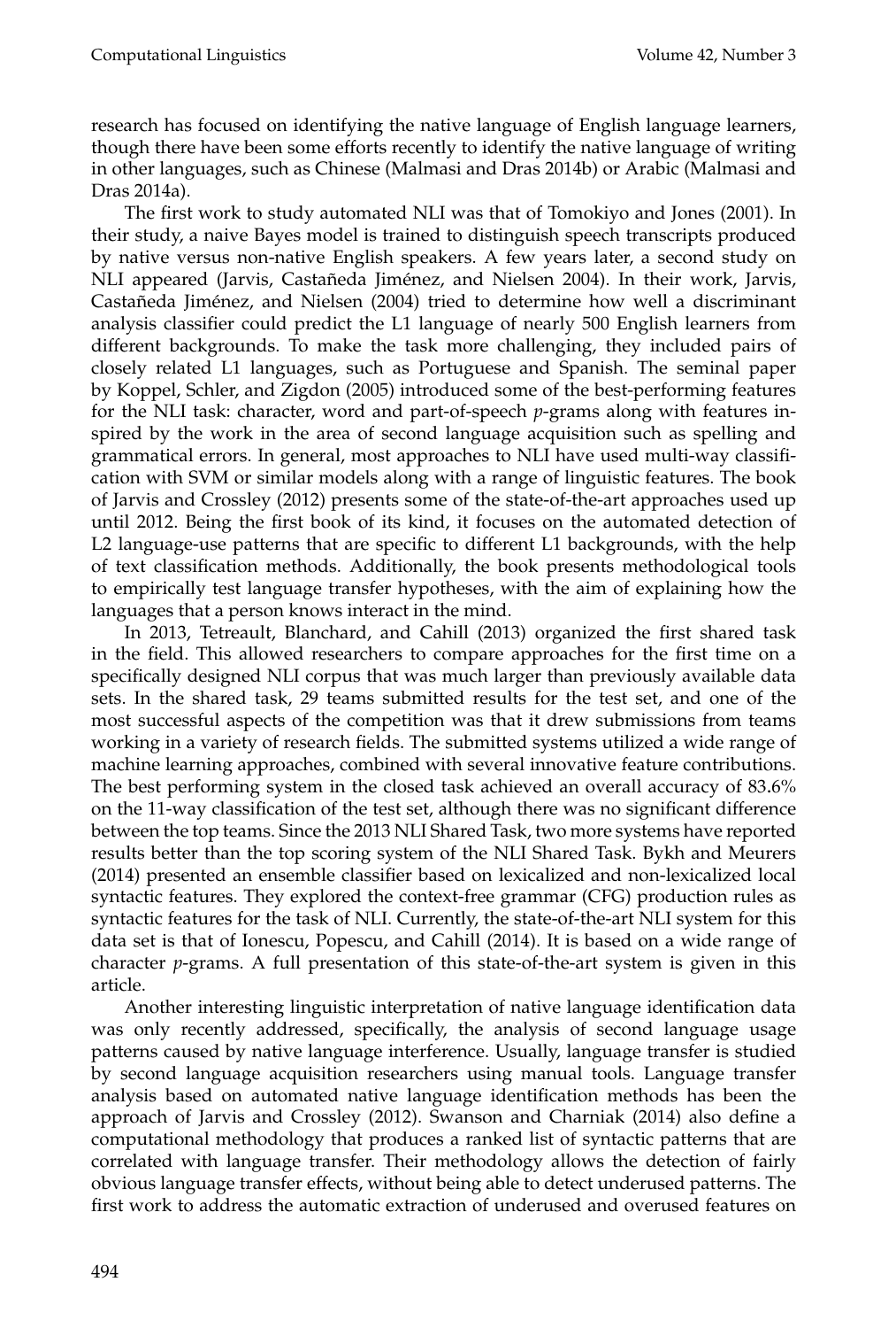research has focused on identifying the native language of English language learners, though there have been some efforts recently to identify the native language of writing in other languages, such as Chinese (Malmasi and Dras 2014b) or Arabic (Malmasi and Dras 2014a).

The first work to study automated NLI was that of Tomokiyo and Jones (2001). In their study, a naive Bayes model is trained to distinguish speech transcripts produced by native versus non-native English speakers. A few years later, a second study on NLI appeared (Jarvis, Castañeda Jiménez, and Nielsen 2004). In their work, Jarvis, Castañeda Jiménez, and Nielsen (2004) tried to determine how well a discriminant analysis classifier could predict the L1 language of nearly 500 English learners from different backgrounds. To make the task more challenging, they included pairs of closely related L1 languages, such as Portuguese and Spanish. The seminal paper by Koppel, Schler, and Zigdon (2005) introduced some of the best-performing features for the NLI task: character, word and part-of-speech *p*-grams along with features inspired by the work in the area of second language acquisition such as spelling and grammatical errors. In general, most approaches to NLI have used multi-way classification with SVM or similar models along with a range of linguistic features. The book of Jarvis and Crossley (2012) presents some of the state-of-the-art approaches used up until 2012. Being the first book of its kind, it focuses on the automated detection of L2 language-use patterns that are specific to different L1 backgrounds, with the help of text classification methods. Additionally, the book presents methodological tools to empirically test language transfer hypotheses, with the aim of explaining how the languages that a person knows interact in the mind.

In 2013, Tetreault, Blanchard, and Cahill (2013) organized the first shared task in the field. This allowed researchers to compare approaches for the first time on a specifically designed NLI corpus that was much larger than previously available data sets. In the shared task, 29 teams submitted results for the test set, and one of the most successful aspects of the competition was that it drew submissions from teams working in a variety of research fields. The submitted systems utilized a wide range of machine learning approaches, combined with several innovative feature contributions. The best performing system in the closed task achieved an overall accuracy of 83.6% on the 11-way classification of the test set, although there was no significant difference between the top teams. Since the 2013 NLI Shared Task, two more systems have reported results better than the top scoring system of the NLI Shared Task. Bykh and Meurers (2014) presented an ensemble classifier based on lexicalized and non-lexicalized local syntactic features. They explored the context-free grammar (CFG) production rules as syntactic features for the task of NLI. Currently, the state-of-the-art NLI system for this data set is that of Ionescu, Popescu, and Cahill (2014). It is based on a wide range of character *p*-grams. A full presentation of this state-of-the-art system is given in this article.

Another interesting linguistic interpretation of native language identification data was only recently addressed, specifically, the analysis of second language usage patterns caused by native language interference. Usually, language transfer is studied by second language acquisition researchers using manual tools. Language transfer analysis based on automated native language identification methods has been the approach of Jarvis and Crossley (2012). Swanson and Charniak (2014) also define a computational methodology that produces a ranked list of syntactic patterns that are correlated with language transfer. Their methodology allows the detection of fairly obvious language transfer effects, without being able to detect underused patterns. The first work to address the automatic extraction of underused and overused features on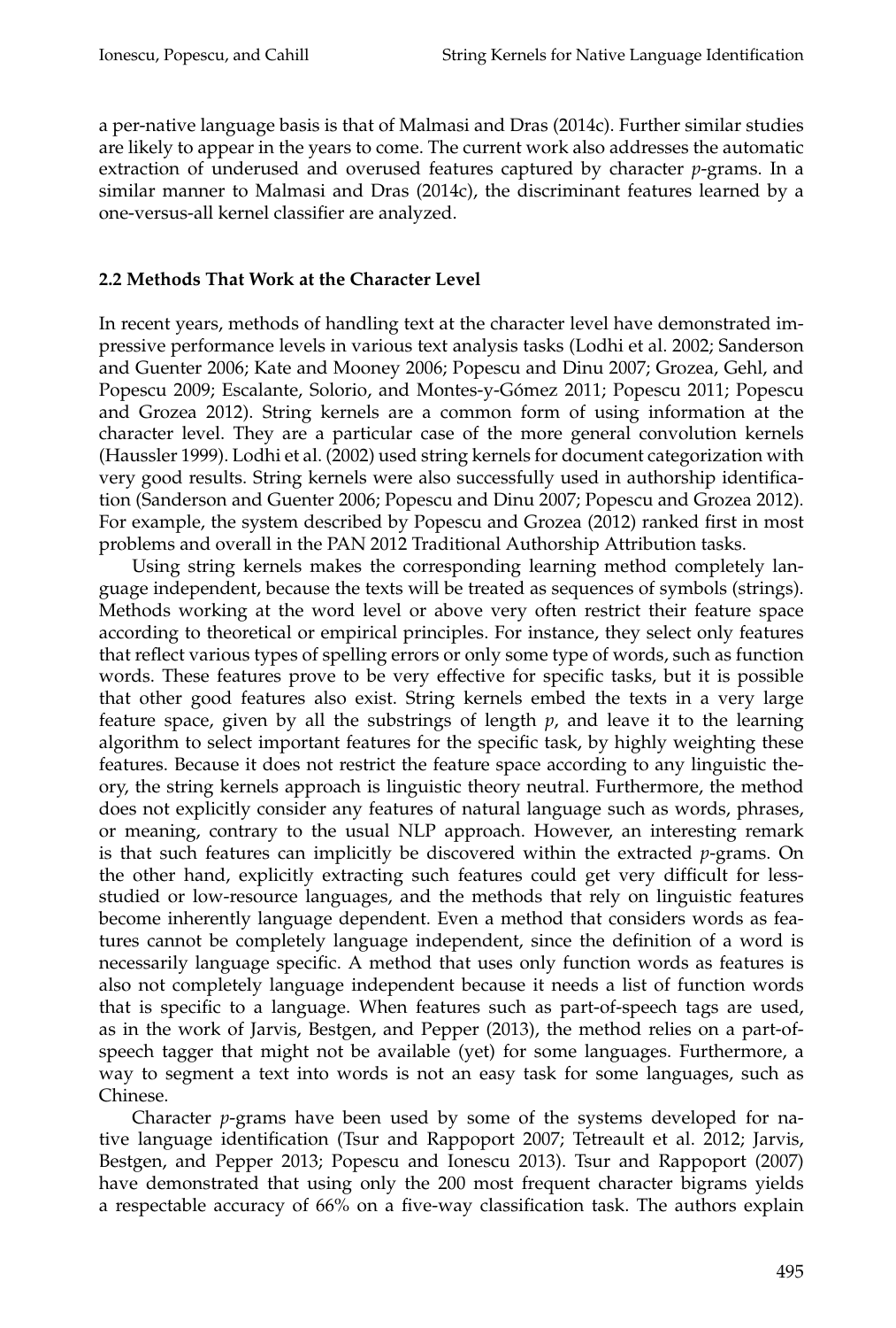a per-native language basis is that of Malmasi and Dras (2014c). Further similar studies are likely to appear in the years to come. The current work also addresses the automatic extraction of underused and overused features captured by character *p*-grams. In a similar manner to Malmasi and Dras (2014c), the discriminant features learned by a one-versus-all kernel classifier are analyzed.

### 2.2 Methods That Work at the Character Level

In recent years, methods of handling text at the character level have demonstrated impressive performance levels in various text analysis tasks (Lodhi et al. 2002; Sanderson and Guenter 2006; Kate and Mooney 2006; Popescu and Dinu 2007; Grozea, Gehl, and Popescu 2009; Escalante, Solorio, and Montes-y-Gómez 2011; Popescu 2011; Popescu and Grozea 2012). String kernels are a common form of using information at the character level. They are a particular case of the more general convolution kernels (Haussler 1999). Lodhi et al. (2002) used string kernels for document categorization with very good results. String kernels were also successfully used in authorship identification (Sanderson and Guenter 2006; Popescu and Dinu 2007; Popescu and Grozea 2012). For example, the system described by Popescu and Grozea (2012) ranked first in most problems and overall in the PAN 2012 Traditional Authorship Attribution tasks.

Using string kernels makes the corresponding learning method completely language independent, because the texts will be treated as sequences of symbols (strings). Methods working at the word level or above very often restrict their feature space according to theoretical or empirical principles. For instance, they select only features that reflect various types of spelling errors or only some type of words, such as function words. These features prove to be very effective for specific tasks, but it is possible that other good features also exist. String kernels embed the texts in a very large feature space, given by all the substrings of length *p*, and leave it to the learning algorithm to select important features for the specific task, by highly weighting these features. Because it does not restrict the feature space according to any linguistic theory, the string kernels approach is linguistic theory neutral. Furthermore, the method does not explicitly consider any features of natural language such as words, phrases, or meaning, contrary to the usual NLP approach. However, an interesting remark is that such features can implicitly be discovered within the extracted *p*-grams. On the other hand, explicitly extracting such features could get very difficult for less-studied or low-resource languages, and the methods that rely on linguistic features become inherently language dependent. Even a method that considers words as features cannot be completely language independent, since the definition of a word is necessarily language specific. A method that uses only function words as features is also not completely language independent because it needs a list of function words that is specific to a language. When features such as part-of-speech tags are used, as in the work of Jarvis, Bestgen, and Pepper (2013), the method relies on a part-of-speech tagger that might not be available (yet) for some languages. Furthermore, a way to segment a text into words is not an easy task for some languages, such as Chinese.

Character *p*-grams have been used by some of the systems developed for native language identification (Tsur and Rappoport 2007; Tetreault et al. 2012; Jarvis, Bestgen, and Pepper 2013; Popescu and Ionescu 2013). Tsur and Rappoport (2007) have demonstrated that using only the 200 most frequent character bigrams yields a respectable accuracy of 66% on a five-way classification task. The authors explain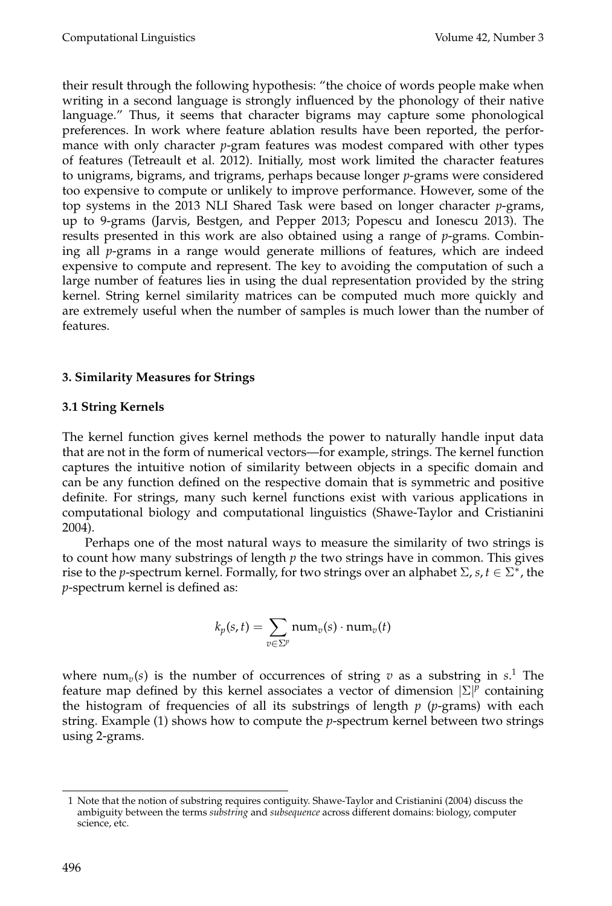their result through the following hypothesis: "the choice of words people make when writing in a second language is strongly influenced by the phonology of their native language." Thus, it seems that character bigrams may capture some phonological preferences. In work where feature ablation results have been reported, the performance with only character $p$-gram features was modest compared with other types of features (Tetreault et al. 2012). Initially, most work limited the character features to unigrams, bigrams, and trigrams, perhaps because longer $p$-grams were considered too expensive to compute or unlikely to improve performance. However, some of the top systems in the 2013 NLI Shared Task were based on longer character $p$-grams, up to 9-grams (Jarvis, Bestgen, and Pepper 2013; Popescu and Ionescu 2013). The results presented in this work are also obtained using a range of $p$-grams. Combining all $p$-grams in a range would generate millions of features, which are indeed expensive to compute and represent. The key to avoiding the computation of such a large number of features lies in using the dual representation provided by the string kernel. String kernel similarity matrices can be computed much more quickly and are extremely useful when the number of samples is much lower than the number of features.

## 3. Similarity Measures for Strings

### 3.1 String Kernels

The kernel function gives kernel methods the power to naturally handle input data that are not in the form of numerical vectors—for example, strings. The kernel function captures the intuitive notion of similarity between objects in a specific domain and can be any function defined on the respective domain that is symmetric and positive definite. For strings, many such kernel functions exist with various applications in computational biology and computational linguistics (Shawe-Taylor and Cristianini 2004).

Perhaps one of the most natural ways to measure the similarity of two strings is to count how many substrings of length $p$ the two strings have in common. This gives rise to the $p$-spectrum kernel. Formally, for two strings over an alphabet $\Sigma$, $s, t \in \Sigma^*$, the $p$-spectrum kernel is defined as:

$$k_p(s,t) = \sum_{v \in \Sigma^p} \text{num}_v(s) \cdot \text{num}_v(t)$$

where $\text{num}_v(s)$ is the number of occurrences of string $v$ as a substring in $s$.[1] The feature map defined by this kernel associates a vector of dimension $|\Sigma|^p$ containing the histogram of frequencies of all its substrings of length $p$ ($p$-grams) with each string. Example (1) shows how to compute the $p$-spectrum kernel between two strings using 2-grams.

---

1 Note that the notion of substring requires contiguity. Shawe-Taylor and Cristianini (2004) discuss the ambiguity between the terms *substring* and *subsequence* across different domains: biology, computer science, etc.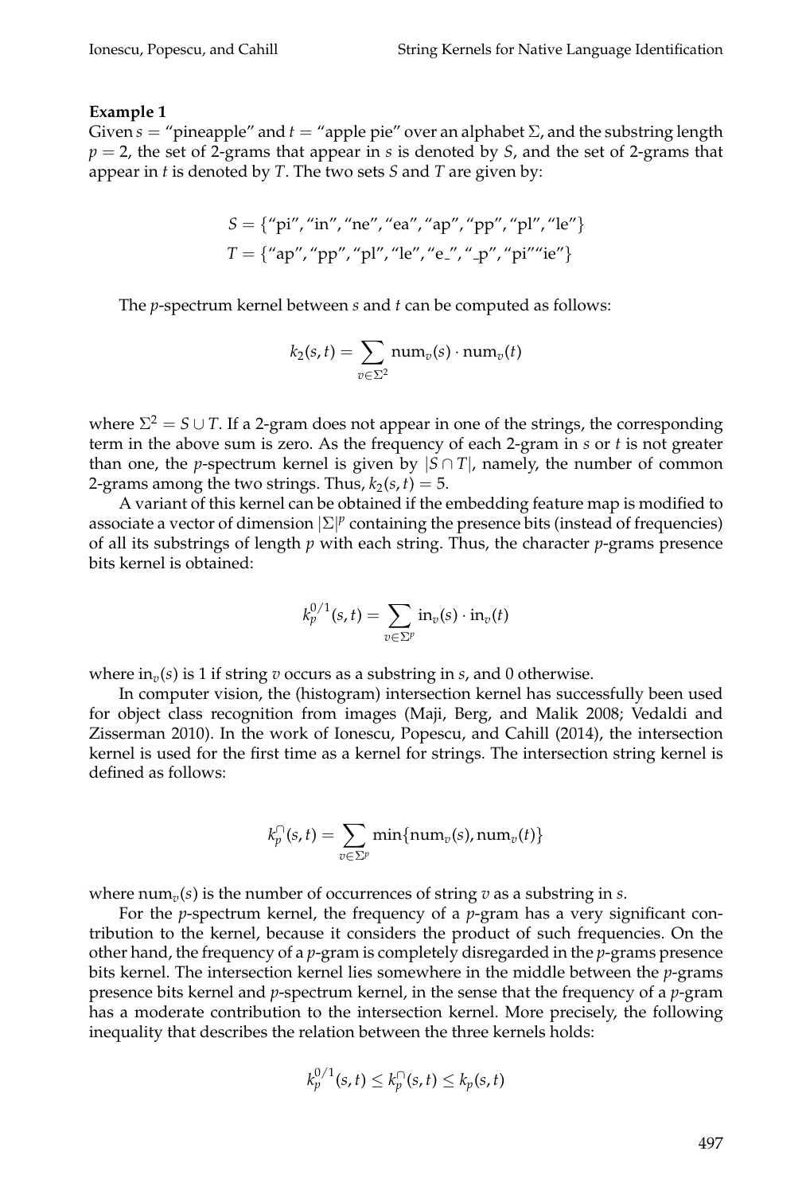**Example 1**
Given $s =$ "pineapple" and $t =$ "apple pie" over an alphabet $\Sigma$, and the substring length $p = 2$, the set of 2-grams that appear in $s$ is denoted by $S$, and the set of 2-grams that appear in $t$ is denoted by $T$. The two sets $S$ and $T$ are given by:

$$S = \{\text{"pi"}, \text{"in"}, \text{"ne"}, \text{"ea"}, \text{"ap"}, \text{"pp"}, \text{"pl"}, \text{"le"}\}$$
$$T = \{\text{"ap"}, \text{"pp"}, \text{"pl"}, \text{"le"}, \text{"e\_"}, \text{"\_p"}, \text{"pi""ie"}\}$$

The $p$-spectrum kernel between $s$ and $t$ can be computed as follows:

$$k_2(s, t) = \sum_{v \in \Sigma^2} \text{num}_v(s) \cdot \text{num}_v(t)$$

where $\Sigma^2 = S \cup T$. If a 2-gram does not appear in one of the strings, the corresponding term in the above sum is zero. As the frequency of each 2-gram in $s$ or $t$ is not greater than one, the $p$-spectrum kernel is given by $|S \cap T|$, namely, the number of common 2-grams among the two strings. Thus, $k_2(s, t) = 5$.

A variant of this kernel can be obtained if the embedding feature map is modified to associate a vector of dimension $|\Sigma|^p$ containing the presence bits (instead of frequencies) of all its substrings of length $p$ with each string. Thus, the character $p$-grams presence bits kernel is obtained:

$$k_p^{0/1}(s, t) = \sum_{v \in \Sigma^p} \text{in}_v(s) \cdot \text{in}_v(t)$$

where $\text{in}_v(s)$ is 1 if string $v$ occurs as a substring in $s$, and 0 otherwise.

In computer vision, the (histogram) intersection kernel has successfully been used for object class recognition from images (Maji, Berg, and Malik 2008; Vedaldi and Zisserman 2010). In the work of Ionescu, Popescu, and Cahill (2014), the intersection kernel is used for the first time as a kernel for strings. The intersection string kernel is defined as follows:

$$k_p^{\cap}(s, t) = \sum_{v \in \Sigma^p} \min\{\text{num}_v(s), \text{num}_v(t)\}$$

where $\text{num}_v(s)$ is the number of occurrences of string $v$ as a substring in $s$.

For the $p$-spectrum kernel, the frequency of a $p$-gram has a very significant contribution to the kernel, because it considers the product of such frequencies. On the other hand, the frequency of a $p$-gram is completely disregarded in the $p$-grams presence bits kernel. The intersection kernel lies somewhere in the middle between the $p$-grams presence bits kernel and $p$-spectrum kernel, in the sense that the frequency of a $p$-gram has a moderate contribution to the intersection kernel. More precisely, the following inequality that describes the relation between the three kernels holds:

$$k_p^{0/1}(s, t) \leq k_p^{\cap}(s, t) \leq k_p(s, t)$$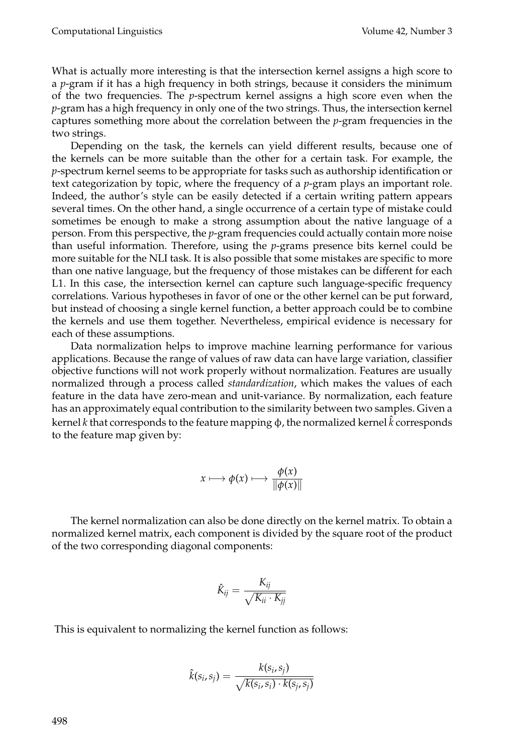What is actually more interesting is that the intersection kernel assigns a high score to a $p$-gram if it has a high frequency in both strings, because it considers the minimum of the two frequencies. The $p$-spectrum kernel assigns a high score even when the $p$-gram has a high frequency in only one of the two strings. Thus, the intersection kernel captures something more about the correlation between the $p$-gram frequencies in the two strings.

Depending on the task, the kernels can yield different results, because one of the kernels can be more suitable than the other for a certain task. For example, the $p$-spectrum kernel seems to be appropriate for tasks such as authorship identification or text categorization by topic, where the frequency of a $p$-gram plays an important role. Indeed, the author's style can be easily detected if a certain writing pattern appears several times. On the other hand, a single occurrence of a certain type of mistake could sometimes be enough to make a strong assumption about the native language of a person. From this perspective, the $p$-gram frequencies could actually contain more noise than useful information. Therefore, using the $p$-grams presence bits kernel could be more suitable for the NLI task. It is also possible that some mistakes are specific to more than one native language, but the frequency of those mistakes can be different for each L1. In this case, the intersection kernel can capture such language-specific frequency correlations. Various hypotheses in favor of one or the other kernel can be put forward, but instead of choosing a single kernel function, a better approach could be to combine the kernels and use them together. Nevertheless, empirical evidence is necessary for each of these assumptions.

Data normalization helps to improve machine learning performance for various applications. Because the range of values of raw data can have large variation, classifier objective functions will not work properly without normalization. Features are usually normalized through a process called *standardization*, which makes the values of each feature in the data have zero-mean and unit-variance. By normalization, each feature has an approximately equal contribution to the similarity between two samples. Given a kernel $k$ that corresponds to the feature mapping $\phi$, the normalized kernel $\hat{k}$ corresponds to the feature map given by:

$$x \longmapsto \phi(x) \longmapsto \frac{\phi(x)}{\|\phi(x)\|}$$

The kernel normalization can also be done directly on the kernel matrix. To obtain a normalized kernel matrix, each component is divided by the square root of the product of the two corresponding diagonal components:

$$\hat{K}_{ij} = \frac{K_{ij}}{\sqrt{K_{ii} \cdot K_{jj}}}$$

This is equivalent to normalizing the kernel function as follows:

$$\hat{k}(s_i, s_j) = \frac{k(s_i, s_j)}{\sqrt{k(s_i, s_i) \cdot k(s_j, s_j)}}$$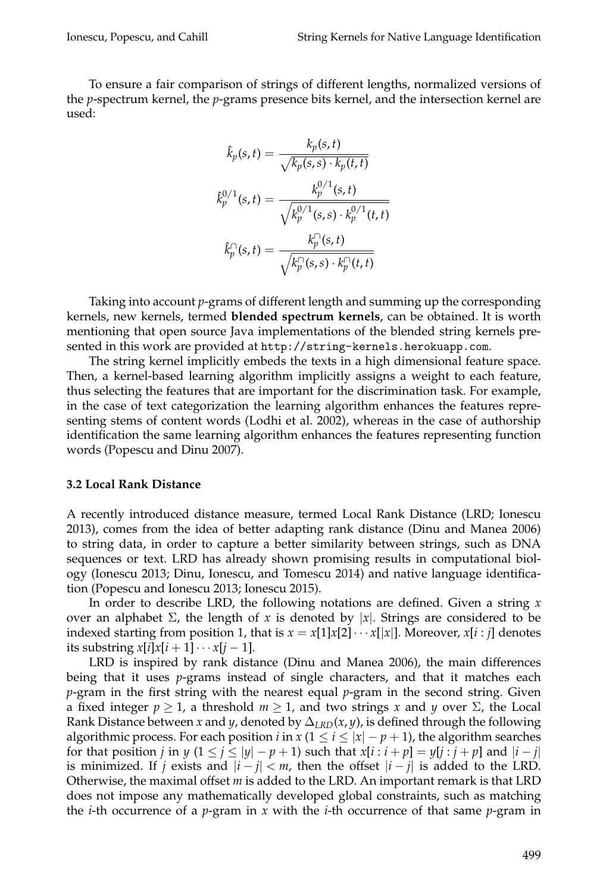To ensure a fair comparison of strings of different lengths, normalized versions of the $p$-spectrum kernel, the $p$-grams presence bits kernel, and the intersection kernel are used:

$$\hat{k}_p(s,t) = \frac{k_p(s,t)}{\sqrt{k_p(s,s) \cdot k_p(t,t)}}$$

$$\hat{k}_p^{0/1}(s,t) = \frac{k_p^{0/1}(s,t)}{\sqrt{k_p^{0/1}(s,s) \cdot k_p^{0/1}(t,t)}}$$

$$\hat{k}_p^{\cap}(s,t) = \frac{k_p^{\cap}(s,t)}{\sqrt{k_p^{\cap}(s,s) \cdot k_p^{\cap}(t,t)}}$$

Taking into account $p$-grams of different length and summing up the corresponding kernels, new kernels, termed **blended spectrum kernels**, can be obtained. It is worth mentioning that open source Java implementations of the blended string kernels presented in this work are provided at `http://string-kernels.herokuapp.com`.

The string kernel implicitly embeds the texts in a high dimensional feature space. Then, a kernel-based learning algorithm implicitly assigns a weight to each feature, thus selecting the features that are important for the discrimination task. For example, in the case of text categorization the learning algorithm enhances the features representing stems of content words (Lodhi et al. 2002), whereas in the case of authorship identification the same learning algorithm enhances the features representing function words (Popescu and Dinu 2007).

### 3.2 Local Rank Distance

A recently introduced distance measure, termed Local Rank Distance (LRD; Ionescu 2013), comes from the idea of better adapting rank distance (Dinu and Manea 2006) to string data, in order to capture a better similarity between strings, such as DNA sequences or text. LRD has already shown promising results in computational biology (Ionescu 2013; Dinu, Ionescu, and Tomescu 2014) and native language identification (Popescu and Ionescu 2013; Ionescu 2015).

In order to describe LRD, the following notations are defined. Given a string $x$ over an alphabet $\Sigma$, the length of $x$ is denoted by $|x|$. Strings are considered to be indexed starting from position 1, that is $x = x[1]x[2] \cdots x[|x|]$. Moreover, $x[i:j]$ denotes its substring $x[i]x[i+1] \cdots x[j-1]$.

LRD is inspired by rank distance (Dinu and Manea 2006), the main differences being that it uses $p$-grams instead of single characters, and that it matches each $p$-gram in the first string with the nearest equal $p$-gram in the second string. Given a fixed integer $p \geq 1$, a threshold $m \geq 1$, and two strings $x$ and $y$ over $\Sigma$, the Local Rank Distance between $x$ and $y$, denoted by $\Delta_{LRD}(x,y)$, is defined through the following algorithmic process. For each position $i$ in $x$ ($1 \leq i \leq |x| - p + 1$), the algorithm searches for that position $j$ in $y$ ($1 \leq j \leq |y| - p + 1$) such that $x[i : i+p] = y[j : j+p]$ and $|i - j|$ is minimized. If $j$ exists and $|i - j| < m$, then the offset $|i - j|$ is added to the LRD. Otherwise, the maximal offset $m$ is added to the LRD. An important remark is that LRD does not impose any mathematically developed global constraints, such as matching the $i$-th occurrence of a $p$-gram in $x$ with the $i$-th occurrence of that same $p$-gram in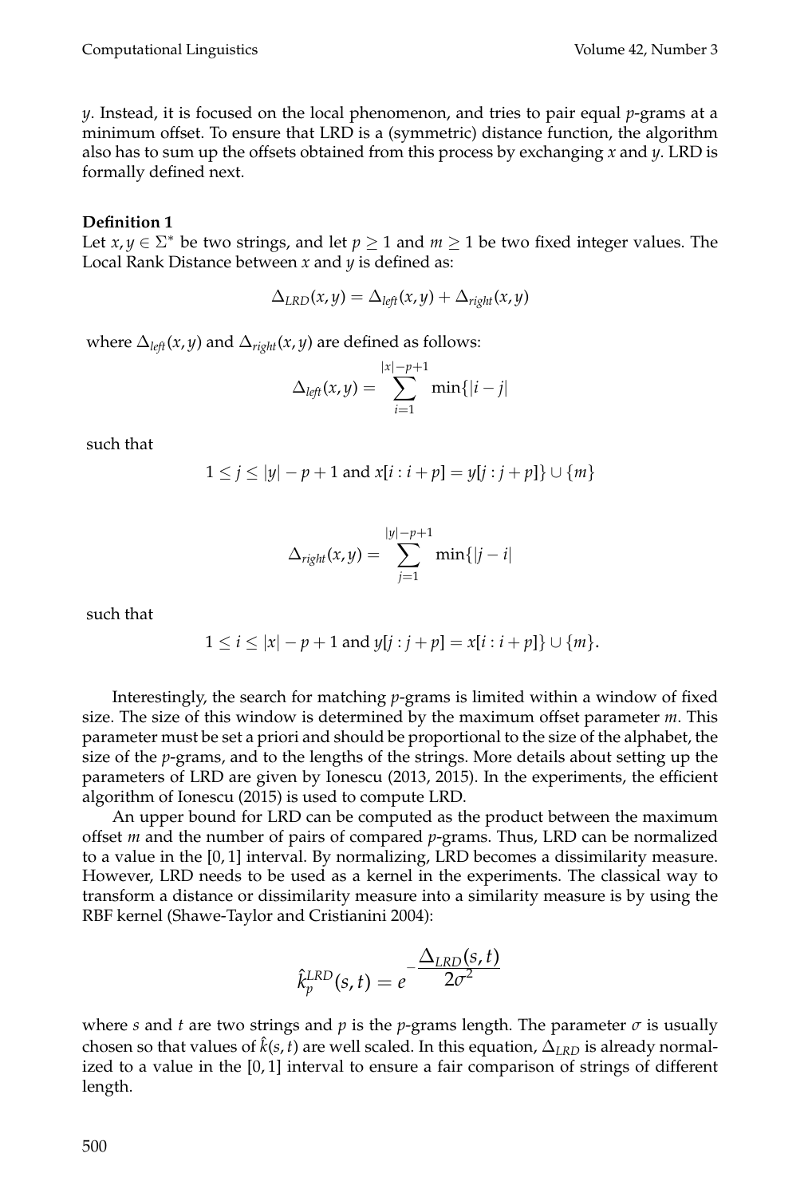*y*. Instead, it is focused on the local phenomenon, and tries to pair equal *p*-grams at a minimum offset. To ensure that LRD is a (symmetric) distance function, the algorithm also has to sum up the offsets obtained from this process by exchanging *x* and *y*. LRD is formally defined next.

**Definition 1**
Let $x, y \in \Sigma^*$ be two strings, and let $p \geq 1$ and $m \geq 1$ be two fixed integer values. The Local Rank Distance between $x$ and $y$ is defined as:

$$\Delta_{LRD}(x, y) = \Delta_{left}(x, y) + \Delta_{right}(x, y)$$

where $\Delta_{left}(x, y)$ and $\Delta_{right}(x, y)$ are defined as follows:

$$\Delta_{left}(x, y) = \sum_{i=1}^{|x|-p+1} \min\{|i - j|$$

such that

$$1 \leq j \leq |y| - p + 1 \text{ and } x[i : i + p] = y[j : j + p]\} \cup \{m\}$$

$$\Delta_{right}(x, y) = \sum_{j=1}^{|y|-p+1} \min\{|j - i|$$

such that

$$1 \leq i \leq |x| - p + 1 \text{ and } y[j : j + p] = x[i : i + p]\} \cup \{m\}.$$

Interestingly, the search for matching *p*-grams is limited within a window of fixed size. The size of this window is determined by the maximum offset parameter *m*. This parameter must be set a priori and should be proportional to the size of the alphabet, the size of the *p*-grams, and to the lengths of the strings. More details about setting up the parameters of LRD are given by Ionescu (2013, 2015). In the experiments, the efficient algorithm of Ionescu (2015) is used to compute LRD.

An upper bound for LRD can be computed as the product between the maximum offset *m* and the number of pairs of compared *p*-grams. Thus, LRD can be normalized to a value in the $[0, 1]$ interval. By normalizing, LRD becomes a dissimilarity measure. However, LRD needs to be used as a kernel in the experiments. The classical way to transform a distance or dissimilarity measure into a similarity measure is by using the RBF kernel (Shawe-Taylor and Cristianini 2004):

$$\hat{k}_p^{LRD}(s, t) = e^{-\frac{\Delta_{LRD}(s,t)}{2\sigma^2}}$$

where *s* and *t* are two strings and *p* is the *p*-grams length. The parameter $\sigma$ is usually chosen so that values of $\hat{k}(s, t)$ are well scaled. In this equation, $\Delta_{LRD}$ is already normalized to a value in the $[0, 1]$ interval to ensure a fair comparison of strings of different length.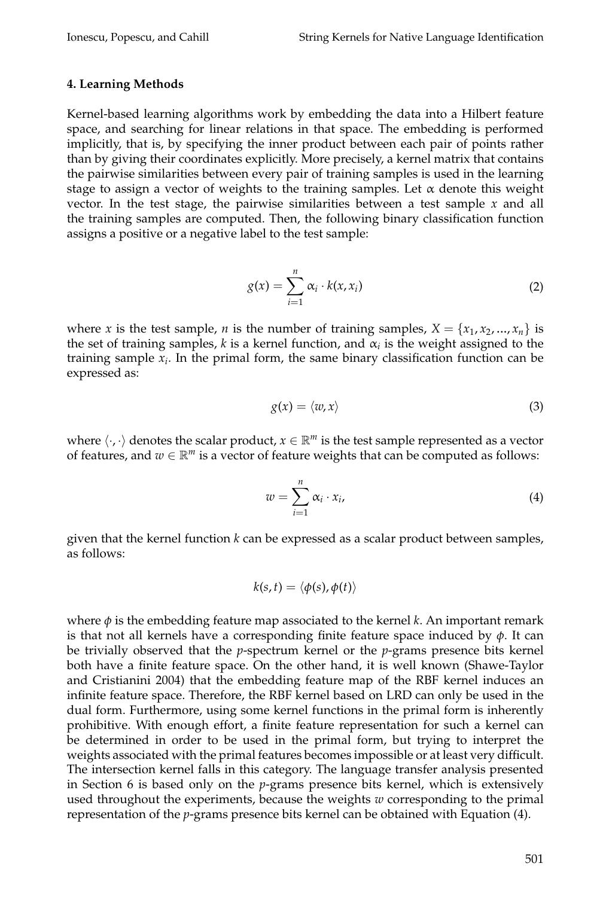## 4. Learning Methods

Kernel-based learning algorithms work by embedding the data into a Hilbert feature space, and searching for linear relations in that space. The embedding is performed implicitly, that is, by specifying the inner product between each pair of points rather than by giving their coordinates explicitly. More precisely, a kernel matrix that contains the pairwise similarities between every pair of training samples is used in the learning stage to assign a vector of weights to the training samples. Let $\alpha$ denote this weight vector. In the test stage, the pairwise similarities between a test sample $x$ and all the training samples are computed. Then, the following binary classification function assigns a positive or a negative label to the test sample:

$$g(x) = \sum_{i=1}^{n} \alpha_i \cdot k(x, x_i) \tag{2}$$

where $x$ is the test sample, $n$ is the number of training samples, $X = \{x_1, x_2, ..., x_n\}$ is the set of training samples, $k$ is a kernel function, and $\alpha_i$ is the weight assigned to the training sample $x_i$. In the primal form, the same binary classification function can be expressed as:

$$g(x) = \langle w, x \rangle \tag{3}$$

where $\langle \cdot, \cdot \rangle$ denotes the scalar product, $x \in \mathbb{R}^m$ is the test sample represented as a vector of features, and $w \in \mathbb{R}^m$ is a vector of feature weights that can be computed as follows:

$$w = \sum_{i=1}^{n} \alpha_i \cdot x_i, \tag{4}$$

given that the kernel function $k$ can be expressed as a scalar product between samples, as follows:

$$k(s, t) = \langle \phi(s), \phi(t) \rangle$$

where $\phi$ is the embedding feature map associated to the kernel $k$. An important remark is that not all kernels have a corresponding finite feature space induced by $\phi$. It can be trivially observed that the $p$-spectrum kernel or the $p$-grams presence bits kernel both have a finite feature space. On the other hand, it is well known (Shawe-Taylor and Cristianini 2004) that the embedding feature map of the RBF kernel induces an infinite feature space. Therefore, the RBF kernel based on LRD can only be used in the dual form. Furthermore, using some kernel functions in the primal form is inherently prohibitive. With enough effort, a finite feature representation for such a kernel can be determined in order to be used in the primal form, but trying to interpret the weights associated with the primal features becomes impossible or at least very difficult. The intersection kernel falls in this category. The language transfer analysis presented in Section 6 is based only on the $p$-grams presence bits kernel, which is extensively used throughout the experiments, because the weights $w$ corresponding to the primal representation of the $p$-grams presence bits kernel can be obtained with Equation (4).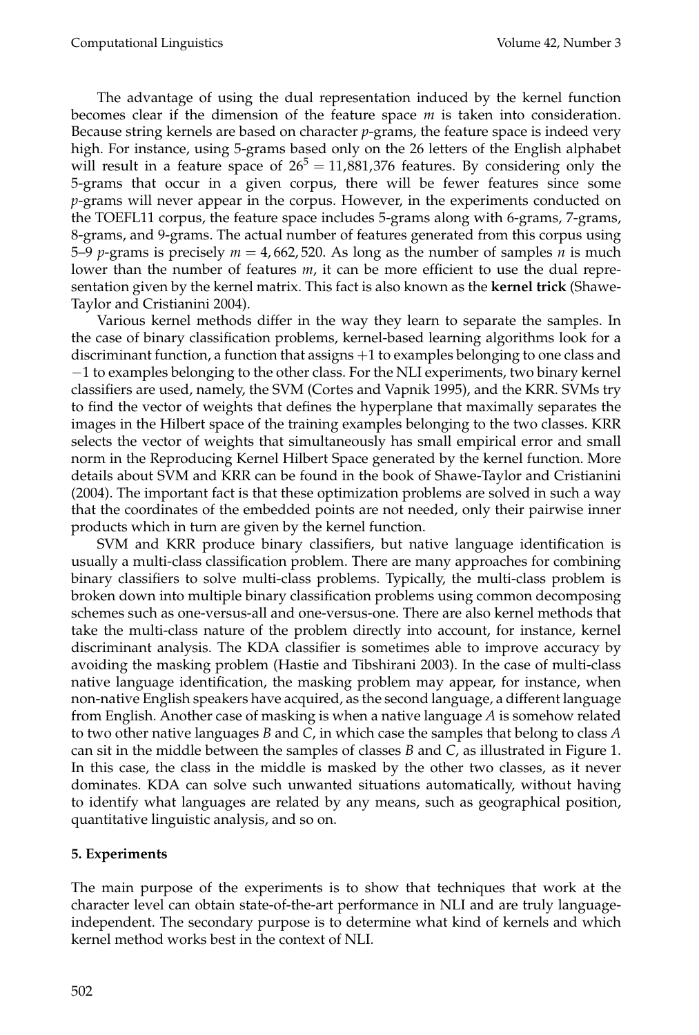The advantage of using the dual representation induced by the kernel function becomes clear if the dimension of the feature space $m$ is taken into consideration. Because string kernels are based on character $p$-grams, the feature space is indeed very high. For instance, using 5-grams based only on the 26 letters of the English alphabet will result in a feature space of $26^5 = 11{,}881{,}376$ features. By considering only the 5-grams that occur in a given corpus, there will be fewer features since some $p$-grams will never appear in the corpus. However, in the experiments conducted on the TOEFL11 corpus, the feature space includes 5-grams along with 6-grams, 7-grams, 8-grams, and 9-grams. The actual number of features generated from this corpus using 5–9 $p$-grams is precisely $m = 4{,}662{,}520$. As long as the number of samples $n$ is much lower than the number of features $m$, it can be more efficient to use the dual representation given by the kernel matrix. This fact is also known as the **kernel trick** (Shawe-Taylor and Cristianini 2004).

Various kernel methods differ in the way they learn to separate the samples. In the case of binary classification problems, kernel-based learning algorithms look for a discriminant function, a function that assigns $+1$ to examples belonging to one class and $-1$ to examples belonging to the other class. For the NLI experiments, two binary kernel classifiers are used, namely, the SVM (Cortes and Vapnik 1995), and the KRR. SVMs try to find the vector of weights that defines the hyperplane that maximally separates the images in the Hilbert space of the training examples belonging to the two classes. KRR selects the vector of weights that simultaneously has small empirical error and small norm in the Reproducing Kernel Hilbert Space generated by the kernel function. More details about SVM and KRR can be found in the book of Shawe-Taylor and Cristianini (2004). The important fact is that these optimization problems are solved in such a way that the coordinates of the embedded points are not needed, only their pairwise inner products which in turn are given by the kernel function.

SVM and KRR produce binary classifiers, but native language identification is usually a multi-class classification problem. There are many approaches for combining binary classifiers to solve multi-class problems. Typically, the multi-class problem is broken down into multiple binary classification problems using common decomposing schemes such as one-versus-all and one-versus-one. There are also kernel methods that take the multi-class nature of the problem directly into account, for instance, kernel discriminant analysis. The KDA classifier is sometimes able to improve accuracy by avoiding the masking problem (Hastie and Tibshirani 2003). In the case of multi-class native language identification, the masking problem may appear, for instance, when non-native English speakers have acquired, as the second language, a different language from English. Another case of masking is when a native language $A$ is somehow related to two other native languages $B$ and $C$, in which case the samples that belong to class $A$ can sit in the middle between the samples of classes $B$ and $C$, as illustrated in Figure 1. In this case, the class in the middle is masked by the other two classes, as it never dominates. KDA can solve such unwanted situations automatically, without having to identify what languages are related by any means, such as geographical position, quantitative linguistic analysis, and so on.

## 5. Experiments

The main purpose of the experiments is to show that techniques that work at the character level can obtain state-of-the-art performance in NLI and are truly language-independent. The secondary purpose is to determine what kind of kernels and which kernel method works best in the context of NLI.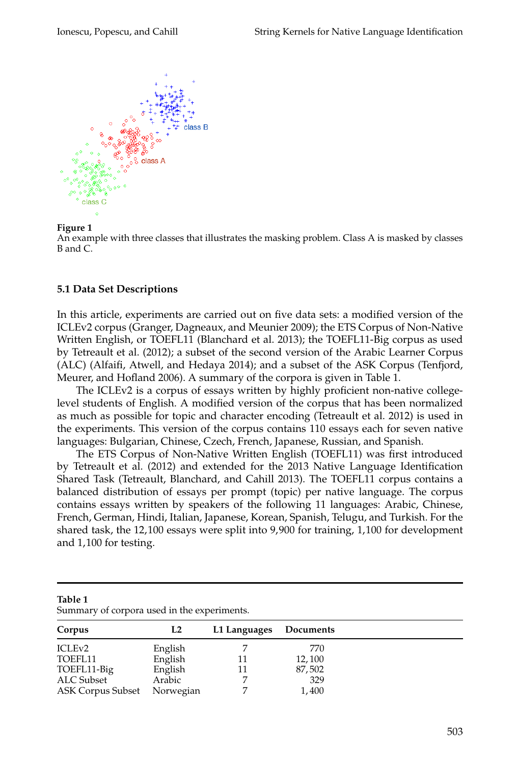**Figure 1**
An example with three classes that illustrates the masking problem. Class A is masked by classes B and C.

### 5.1 Data Set Descriptions

In this article, experiments are carried out on five data sets: a modified version of the ICLEv2 corpus (Granger, Dagneaux, and Meunier 2009); the ETS Corpus of Non-Native Written English, or TOEFL11 (Blanchard et al. 2013); the TOEFL11-Big corpus as used by Tetreault et al. (2012); a subset of the second version of the Arabic Learner Corpus (ALC) (Alfaifi, Atwell, and Hedaya 2014); and a subset of the ASK Corpus (Tenfjord, Meurer, and Hofland 2006). A summary of the corpora is given in Table 1.

The ICLEv2 is a corpus of essays written by highly proficient non-native college-level students of English. A modified version of the corpus that has been normalized as much as possible for topic and character encoding (Tetreault et al. 2012) is used in the experiments. This version of the corpus contains 110 essays each for seven native languages: Bulgarian, Chinese, Czech, French, Japanese, Russian, and Spanish.

The ETS Corpus of Non-Native Written English (TOEFL11) was first introduced by Tetreault et al. (2012) and extended for the 2013 Native Language Identification Shared Task (Tetreault, Blanchard, and Cahill 2013). The TOEFL11 corpus contains a balanced distribution of essays per prompt (topic) per native language. The corpus contains essays written by speakers of the following 11 languages: Arabic, Chinese, French, German, Hindi, Italian, Japanese, Korean, Spanish, Telugu, and Turkish. For the shared task, the 12,100 essays were split into 9,900 for training, 1,100 for development and 1,100 for testing.

**Table 1**
Summary of corpora used in the experiments.

| Corpus | L2 | L1 Languages | Documents |
|---|---|---|---|
| ICLEv2 | English | 7 | 770 |
| TOEFL11 | English | 11 | 12,100 |
| TOEFL11-Big | English | 11 | 87,502 |
| ALC Subset | Arabic | 7 | 329 |
| ASK Corpus Subset | Norwegian | 7 | 1,400 |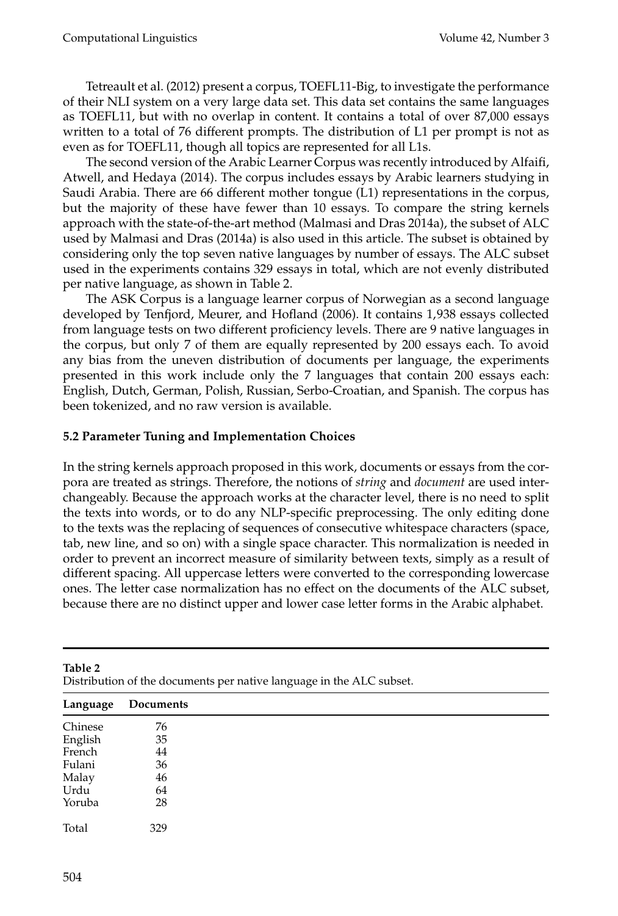Tetreault et al. (2012) present a corpus, TOEFL11-Big, to investigate the performance of their NLI system on a very large data set. This data set contains the same languages as TOEFL11, but with no overlap in content. It contains a total of over 87,000 essays written to a total of 76 different prompts. The distribution of L1 per prompt is not as even as for TOEFL11, though all topics are represented for all L1s.

The second version of the Arabic Learner Corpus was recently introduced by Alfaifi, Atwell, and Hedaya (2014). The corpus includes essays by Arabic learners studying in Saudi Arabia. There are 66 different mother tongue (L1) representations in the corpus, but the majority of these have fewer than 10 essays. To compare the string kernels approach with the state-of-the-art method (Malmasi and Dras 2014a), the subset of ALC used by Malmasi and Dras (2014a) is also used in this article. The subset is obtained by considering only the top seven native languages by number of essays. The ALC subset used in the experiments contains 329 essays in total, which are not evenly distributed per native language, as shown in Table 2.

The ASK Corpus is a language learner corpus of Norwegian as a second language developed by Tenfjord, Meurer, and Hofland (2006). It contains 1,938 essays collected from language tests on two different proficiency levels. There are 9 native languages in the corpus, but only 7 of them are equally represented by 200 essays each. To avoid any bias from the uneven distribution of documents per language, the experiments presented in this work include only the 7 languages that contain 200 essays each: English, Dutch, German, Polish, Russian, Serbo-Croatian, and Spanish. The corpus has been tokenized, and no raw version is available.

### 5.2 Parameter Tuning and Implementation Choices

In the string kernels approach proposed in this work, documents or essays from the corpora are treated as strings. Therefore, the notions of *string* and *document* are used interchangeably. Because the approach works at the character level, there is no need to split the texts into words, or to do any NLP-specific preprocessing. The only editing done to the texts was the replacing of sequences of consecutive whitespace characters (space, tab, new line, and so on) with a single space character. This normalization is needed in order to prevent an incorrect measure of similarity between texts, simply as a result of different spacing. All uppercase letters were converted to the corresponding lowercase ones. The letter case normalization has no effect on the documents of the ALC subset, because there are no distinct upper and lower case letter forms in the Arabic alphabet.

**Table 2**
Distribution of the documents per native language in the ALC subset.

| Language | Documents |
|---|---|
| Chinese | 76 |
| English | 35 |
| French | 44 |
| Fulani | 36 |
| Malay | 46 |
| Urdu | 64 |
| Yoruba | 28 |
| Total | 329 |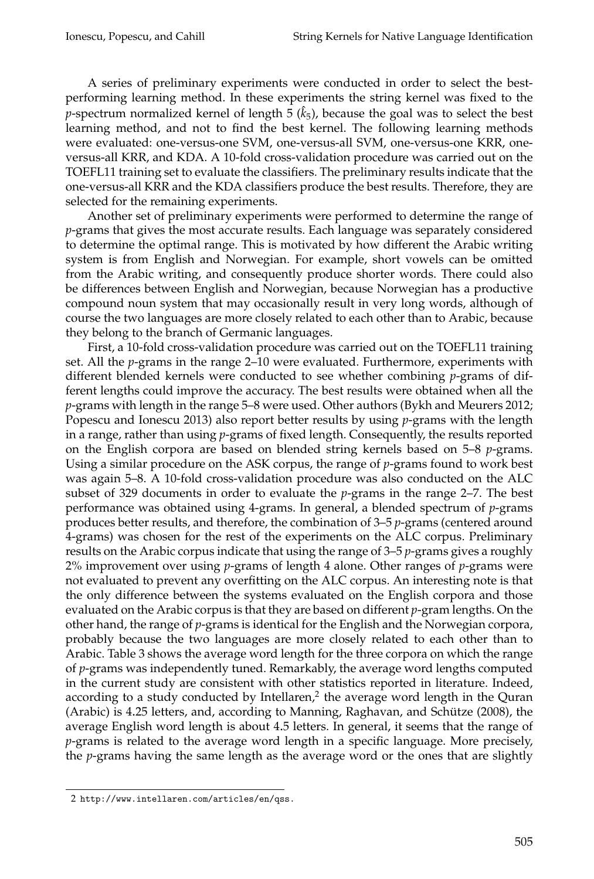A series of preliminary experiments were conducted in order to select the best-performing learning method. In these experiments the string kernel was fixed to the *p*-spectrum normalized kernel of length 5 ($\hat{k}_5$), because the goal was to select the best learning method, and not to find the best kernel. The following learning methods were evaluated: one-versus-one SVM, one-versus-all SVM, one-versus-one KRR, one-versus-all KRR, and KDA. A 10-fold cross-validation procedure was carried out on the TOEFL11 training set to evaluate the classifiers. The preliminary results indicate that the one-versus-all KRR and the KDA classifiers produce the best results. Therefore, they are selected for the remaining experiments.

Another set of preliminary experiments were performed to determine the range of *p*-grams that gives the most accurate results. Each language was separately considered to determine the optimal range. This is motivated by how different the Arabic writing system is from English and Norwegian. For example, short vowels can be omitted from the Arabic writing, and consequently produce shorter words. There could also be differences between English and Norwegian, because Norwegian has a productive compound noun system that may occasionally result in very long words, although of course the two languages are more closely related to each other than to Arabic, because they belong to the branch of Germanic languages.

First, a 10-fold cross-validation procedure was carried out on the TOEFL11 training set. All the *p*-grams in the range 2–10 were evaluated. Furthermore, experiments with different blended kernels were conducted to see whether combining *p*-grams of different lengths could improve the accuracy. The best results were obtained when all the *p*-grams with length in the range 5–8 were used. Other authors (Bykh and Meurers 2012; Popescu and Ionescu 2013) also report better results by using *p*-grams with the length in a range, rather than using *p*-grams of fixed length. Consequently, the results reported on the English corpora are based on blended string kernels based on 5–8 *p*-grams. Using a similar procedure on the ASK corpus, the range of *p*-grams found to work best was again 5–8. A 10-fold cross-validation procedure was also conducted on the ALC subset of 329 documents in order to evaluate the *p*-grams in the range 2–7. The best performance was obtained using 4-grams. In general, a blended spectrum of *p*-grams produces better results, and therefore, the combination of 3–5 *p*-grams (centered around 4-grams) was chosen for the rest of the experiments on the ALC corpus. Preliminary results on the Arabic corpus indicate that using the range of 3–5 *p*-grams gives a roughly 2% improvement over using *p*-grams of length 4 alone. Other ranges of *p*-grams were not evaluated to prevent any overfitting on the ALC corpus. An interesting note is that the only difference between the systems evaluated on the English corpora and those evaluated on the Arabic corpus is that they are based on different *p*-gram lengths. On the other hand, the range of *p*-grams is identical for the English and the Norwegian corpora, probably because the two languages are more closely related to each other than to Arabic. Table 3 shows the average word length for the three corpora on which the range of *p*-grams was independently tuned. Remarkably, the average word lengths computed in the current study are consistent with other statistics reported in literature. Indeed, according to a study conducted by Intellaren,[2] the average word length in the Quran (Arabic) is 4.25 letters, and, according to Manning, Raghavan, and Schütze (2008), the average English word length is about 4.5 letters. In general, it seems that the range of *p*-grams is related to the average word length in a specific language. More precisely, the *p*-grams having the same length as the average word or the ones that are slightly

---

2 http://www.intellaren.com/articles/en/qss.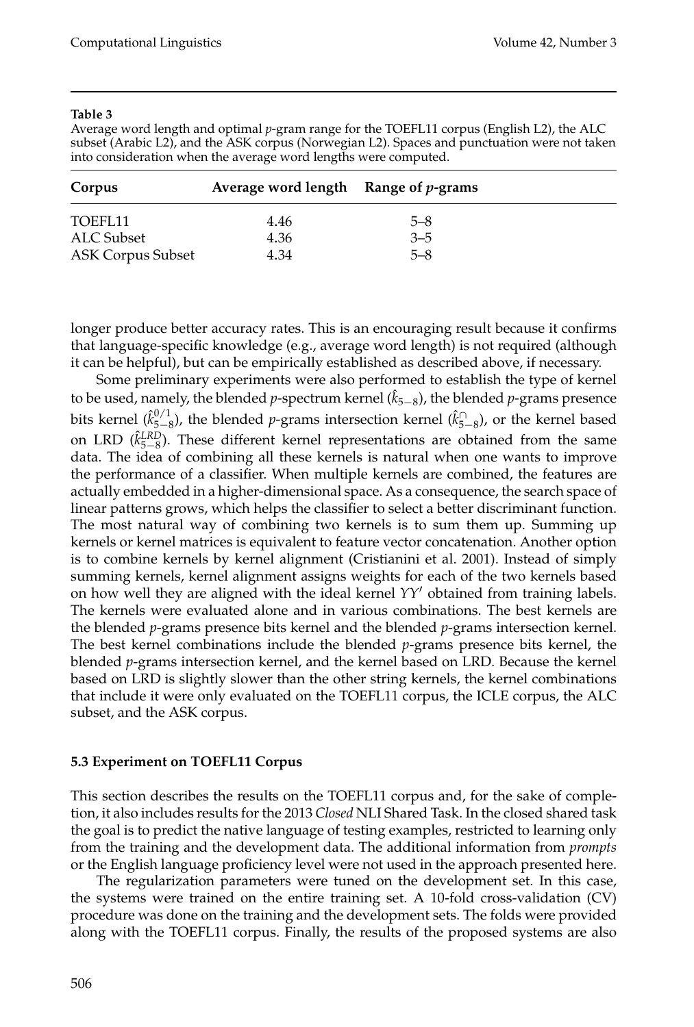**Table 3**

Average word length and optimal *p*-gram range for the TOEFL11 corpus (English L2), the ALC subset (Arabic L2), and the ASK corpus (Norwegian L2). Spaces and punctuation were not taken into consideration when the average word lengths were computed.

| Corpus | Average word length | Range of *p*-grams |
|---|---|---|
| TOEFL11 | 4.46 | 5–8 |
| ALC Subset | 4.36 | 3–5 |
| ASK Corpus Subset | 4.34 | 5–8 |

longer produce better accuracy rates. This is an encouraging result because it confirms that language-specific knowledge (e.g., average word length) is not required (although it can be helpful), but can be empirically established as described above, if necessary.

Some preliminary experiments were also performed to establish the type of kernel to be used, namely, the blended *p*-spectrum kernel ($\hat{k}_{5-8}$), the blended *p*-grams presence bits kernel ($\hat{k}^{0/1}_{5-8}$), the blended *p*-grams intersection kernel ($\hat{k}^{\cap}_{5-8}$), or the kernel based on LRD ($\hat{k}^{LRD}_{5-8}$). These different kernel representations are obtained from the same data. The idea of combining all these kernels is natural when one wants to improve the performance of a classifier. When multiple kernels are combined, the features are actually embedded in a higher-dimensional space. As a consequence, the search space of linear patterns grows, which helps the classifier to select a better discriminant function. The most natural way of combining two kernels is to sum them up. Summing up kernels or kernel matrices is equivalent to feature vector concatenation. Another option is to combine kernels by kernel alignment (Cristianini et al. 2001). Instead of simply summing kernels, kernel alignment assigns weights for each of the two kernels based on how well they are aligned with the ideal kernel $YY'$ obtained from training labels. The kernels were evaluated alone and in various combinations. The best kernels are the blended *p*-grams presence bits kernel and the blended *p*-grams intersection kernel. The best kernel combinations include the blended *p*-grams presence bits kernel, the blended *p*-grams intersection kernel, and the kernel based on LRD. Because the kernel based on LRD is slightly slower than the other string kernels, the kernel combinations that include it were only evaluated on the TOEFL11 corpus, the ICLE corpus, the ALC subset, and the ASK corpus.

### 5.3 Experiment on TOEFL11 Corpus

This section describes the results on the TOEFL11 corpus and, for the sake of completion, it also includes results for the 2013 *Closed* NLI Shared Task. In the closed shared task the goal is to predict the native language of testing examples, restricted to learning only from the training and the development data. The additional information from *prompts* or the English language proficiency level were not used in the approach presented here.

The regularization parameters were tuned on the development set. In this case, the systems were trained on the entire training set. A 10-fold cross-validation (CV) procedure was done on the training and the development sets. The folds were provided along with the TOEFL11 corpus. Finally, the results of the proposed systems are also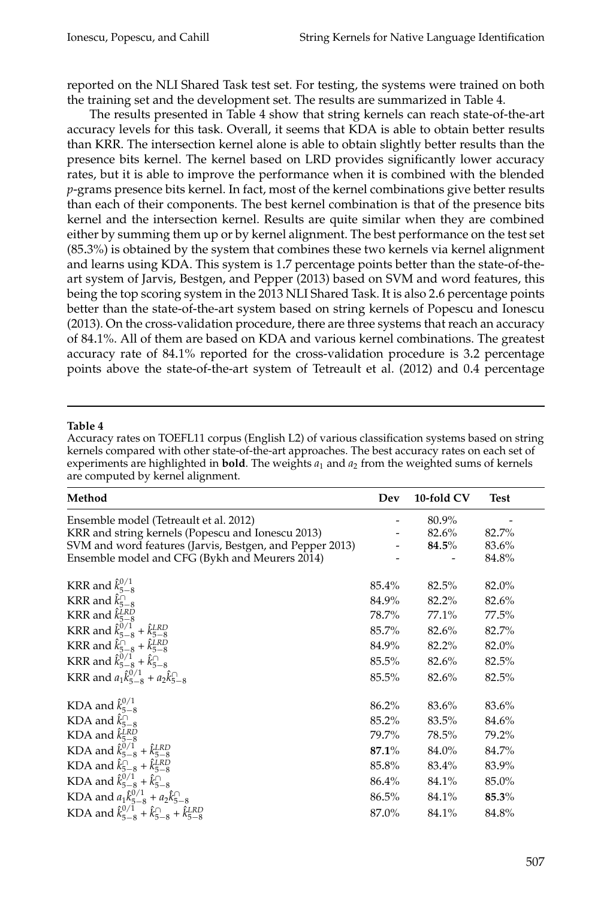reported on the NLI Shared Task test set. For testing, the systems were trained on both the training set and the development set. The results are summarized in Table 4.

The results presented in Table 4 show that string kernels can reach state-of-the-art accuracy levels for this task. Overall, it seems that KDA is able to obtain better results than KRR. The intersection kernel alone is able to obtain slightly better results than the presence bits kernel. The kernel based on LRD provides significantly lower accuracy rates, but it is able to improve the performance when it is combined with the blended $p$-grams presence bits kernel. In fact, most of the kernel combinations give better results than each of their components. The best kernel combination is that of the presence bits kernel and the intersection kernel. Results are quite similar when they are combined either by summing them up or by kernel alignment. The best performance on the test set (85.3%) is obtained by the system that combines these two kernels via kernel alignment and learns using KDA. This system is 1.7 percentage points better than the state-of-the-art system of Jarvis, Bestgen, and Pepper (2013) based on SVM and word features, this being the top scoring system in the 2013 NLI Shared Task. It is also 2.6 percentage points better than the state-of-the-art system based on string kernels of Popescu and Ionescu (2013). On the cross-validation procedure, there are three systems that reach an accuracy of 84.1%. All of them are based on KDA and various kernel combinations. The greatest accuracy rate of 84.1% reported for the cross-validation procedure is 3.2 percentage points above the state-of-the-art system of Tetreault et al. (2012) and 0.4 percentage

**Table 4**
Accuracy rates on TOEFL11 corpus (English L2) of various classification systems based on string kernels compared with other state-of-the-art approaches. The best accuracy rates on each set of experiments are highlighted in **bold**. The weights $a_1$ and $a_2$ from the weighted sums of kernels are computed by kernel alignment.

| Method | Dev | 10-fold CV | Test |
|---|---|---|---|
| Ensemble model (Tetreault et al. 2012) | - | 80.9% | - |
| KRR and string kernels (Popescu and Ionescu 2013) | - | 82.6% | 82.7% |
| SVM and word features (Jarvis, Bestgen, and Pepper 2013) | - | **84.5**% | 83.6% |
| Ensemble model and CFG (Bykh and Meurers 2014) | - | - | 84.8% |
| KRR and $\hat{k}^{0/1}_{5-8}$ | 85.4% | 82.5% | 82.0% |
| KRR and $\hat{k}^{\cap}_{5-8}$ | 84.9% | 82.2% | 82.6% |
| KRR and $\hat{k}^{LRD}_{5-8}$ | 78.7% | 77.1% | 77.5% |
| KRR and $\hat{k}^{0/1}_{5-8} + \hat{k}^{LRD}_{5-8}$ | 85.7% | 82.6% | 82.7% |
| KRR and $\hat{k}^{\cap}_{5-8} + \hat{k}^{LRD}_{5-8}$ | 84.9% | 82.2% | 82.0% |
| KRR and $\hat{k}^{0/1}_{5-8} + \hat{k}^{\cap}_{5-8}$ | 85.5% | 82.6% | 82.5% |
| KRR and $a_1\hat{k}^{0/1}_{5-8} + a_2\hat{k}^{\cap}_{5-8}$ | 85.5% | 82.6% | 82.5% |
| KDA and $\hat{k}^{0/1}_{5-8}$ | 86.2% | 83.6% | 83.6% |
| KDA and $\hat{k}^{\cap}_{5-8}$ | 85.2% | 83.5% | 84.6% |
| KDA and $\hat{k}^{LRD}_{5-8}$ | 79.7% | 78.5% | 79.2% |
| KDA and $\hat{k}^{0/1}_{5-8} + \hat{k}^{LRD}_{5-8}$ | **87.1**% | 84.0% | 84.7% |
| KDA and $\hat{k}^{\cap}_{5-8} + \hat{k}^{LRD}_{5-8}$ | 85.8% | 83.4% | 83.9% |
| KDA and $\hat{k}^{0/1}_{5-8} + \hat{k}^{\cap}_{5-8}$ | 86.4% | 84.1% | 85.0% |
| KDA and $a_1\hat{k}^{0/1}_{5-8} + a_2\hat{k}^{\cap}_{5-8}$ | 86.5% | 84.1% | **85.3**% |
| KDA and $\hat{k}^{0/1}_{5-8} + \hat{k}^{\cap}_{5-8} + \hat{k}^{LRD}_{5-8}$ | 87.0% | 84.1% | 84.8% |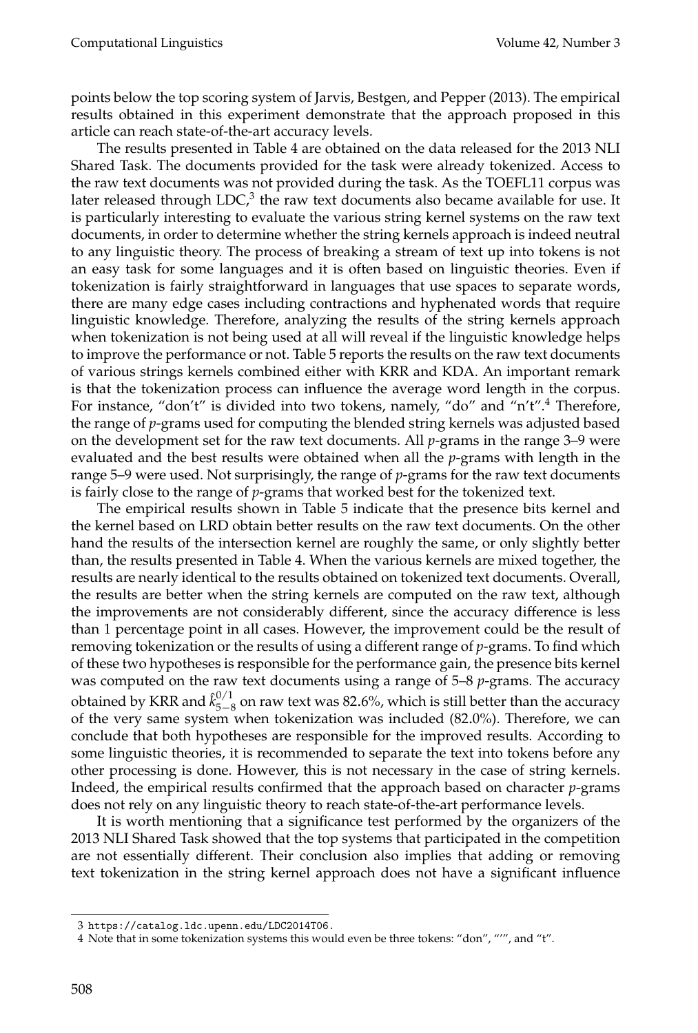points below the top scoring system of Jarvis, Bestgen, and Pepper (2013). The empirical results obtained in this experiment demonstrate that the approach proposed in this article can reach state-of-the-art accuracy levels.

The results presented in Table 4 are obtained on the data released for the 2013 NLI Shared Task. The documents provided for the task were already tokenized. Access to the raw text documents was not provided during the task. As the TOEFL11 corpus was later released through LDC,[3] the raw text documents also became available for use. It is particularly interesting to evaluate the various string kernel systems on the raw text documents, in order to determine whether the string kernels approach is indeed neutral to any linguistic theory. The process of breaking a stream of text up into tokens is not an easy task for some languages and it is often based on linguistic theories. Even if tokenization is fairly straightforward in languages that use spaces to separate words, there are many edge cases including contractions and hyphenated words that require linguistic knowledge. Therefore, analyzing the results of the string kernels approach when tokenization is not being used at all will reveal if the linguistic knowledge helps to improve the performance or not. Table 5 reports the results on the raw text documents of various strings kernels combined either with KRR and KDA. An important remark is that the tokenization process can influence the average word length in the corpus. For instance, "don't" is divided into two tokens, namely, "do" and "n't".[4] Therefore, the range of *p*-grams used for computing the blended string kernels was adjusted based on the development set for the raw text documents. All *p*-grams in the range 3–9 were evaluated and the best results were obtained when all the *p*-grams with length in the range 5–9 were used. Not surprisingly, the range of *p*-grams for the raw text documents is fairly close to the range of *p*-grams that worked best for the tokenized text.

The empirical results shown in Table 5 indicate that the presence bits kernel and the kernel based on LRD obtain better results on the raw text documents. On the other hand the results of the intersection kernel are roughly the same, or only slightly better than, the results presented in Table 4. When the various kernels are mixed together, the results are nearly identical to the results obtained on tokenized text documents. Overall, the results are better when the string kernels are computed on the raw text, although the improvements are not considerably different, since the accuracy difference is less than 1 percentage point in all cases. However, the improvement could be the result of removing tokenization or the results of using a different range of *p*-grams. To find which of these two hypotheses is responsible for the performance gain, the presence bits kernel was computed on the raw text documents using a range of 5–8 *p*-grams. The accuracy obtained by KRR and $\hat{k}^{0/1}_{5-8}$ on raw text was 82.6%, which is still better than the accuracy of the very same system when tokenization was included (82.0%). Therefore, we can conclude that both hypotheses are responsible for the improved results. According to some linguistic theories, it is recommended to separate the text into tokens before any other processing is done. However, this is not necessary in the case of string kernels. Indeed, the empirical results confirmed that the approach based on character *p*-grams does not rely on any linguistic theory to reach state-of-the-art performance levels.

It is worth mentioning that a significance test performed by the organizers of the 2013 NLI Shared Task showed that the top systems that participated in the competition are not essentially different. Their conclusion also implies that adding or removing text tokenization in the string kernel approach does not have a significant influence

---

3 https://catalog.ldc.upenn.edu/LDC2014T06.

4 Note that in some tokenization systems this would even be three tokens: "don", "'", and "t".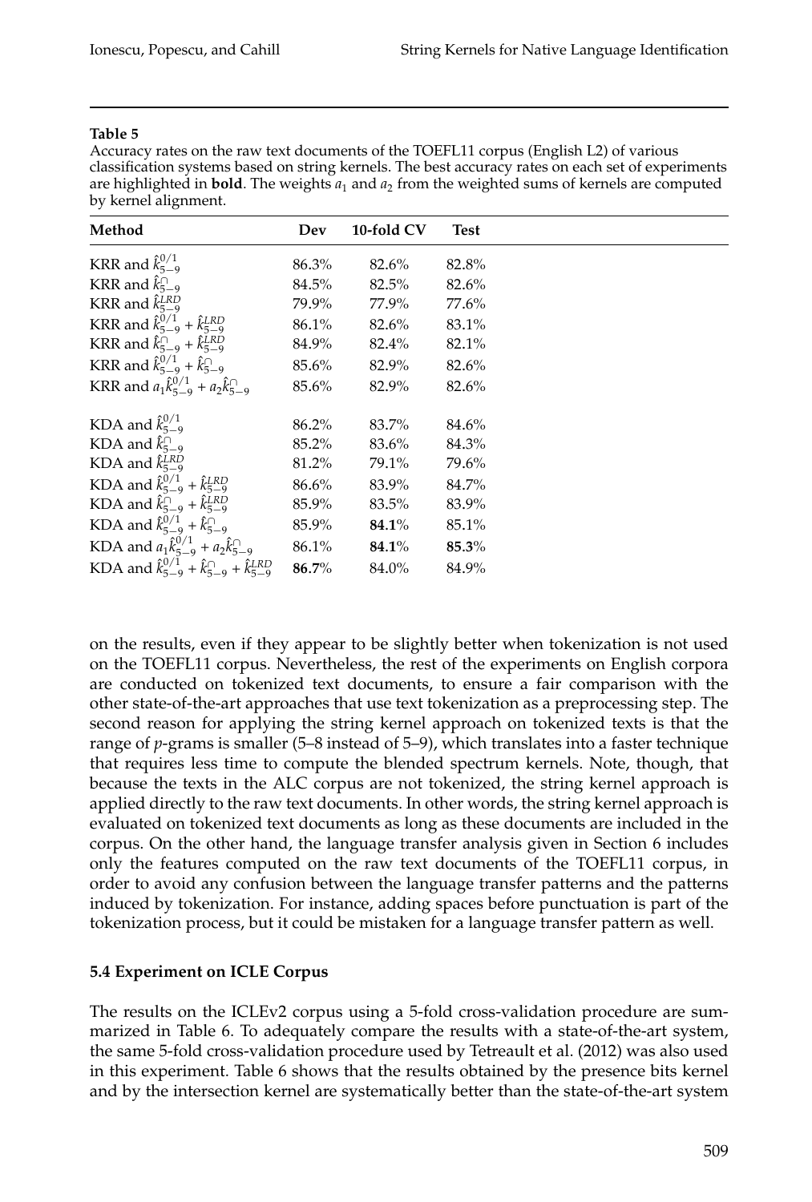**Table 5**

Accuracy rates on the raw text documents of the TOEFL11 corpus (English L2) of various classification systems based on string kernels. The best accuracy rates on each set of experiments are highlighted in **bold**. The weights $a_1$ and $a_2$ from the weighted sums of kernels are computed by kernel alignment.

| Method | Dev | 10-fold CV | Test |
|---|---|---|---|
| KRR and $\hat{k}^{0/1}_{5-9}$ | 86.3% | 82.6% | 82.8% |
| KRR and $\hat{k}^{\cap}_{5-9}$ | 84.5% | 82.5% | 82.6% |
| KRR and $\hat{k}^{LRD}_{5-9}$ | 79.9% | 77.9% | 77.6% |
| KRR and $\hat{k}^{0/1}_{5-9} + \hat{k}^{LRD}_{5-9}$ | 86.1% | 82.6% | 83.1% |
| KRR and $\hat{k}^{\cap}_{5-9} + \hat{k}^{LRD}_{5-9}$ | 84.9% | 82.4% | 82.1% |
| KRR and $\hat{k}^{0/1}_{5-9} + \hat{k}^{\cap}_{5-9}$ | 85.6% | 82.9% | 82.6% |
| KRR and $a_1\hat{k}^{0/1}_{5-9} + a_2\hat{k}^{\cap}_{5-9}$ | 85.6% | 82.9% | 82.6% |
| KDA and $\hat{k}^{0/1}_{5-9}$ | 86.2% | 83.7% | 84.6% |
| KDA and $\hat{k}^{\cap}_{5-9}$ | 85.2% | 83.6% | 84.3% |
| KDA and $\hat{k}^{LRD}_{5-9}$ | 81.2% | 79.1% | 79.6% |
| KDA and $\hat{k}^{0/1}_{5-9} + \hat{k}^{LRD}_{5-9}$ | 86.6% | 83.9% | 84.7% |
| KDA and $\hat{k}^{\cap}_{5-9} + \hat{k}^{LRD}_{5-9}$ | 85.9% | 83.5% | 83.9% |
| KDA and $\hat{k}^{0/1}_{5-9} + \hat{k}^{\cap}_{5-9}$ | 85.9% | **84.1**% | 85.1% |
| KDA and $a_1\hat{k}^{0/1}_{5-9} + a_2\hat{k}^{\cap}_{5-9}$ | 86.1% | **84.1**% | **85.3**% |
| KDA and $\hat{k}^{0/1}_{5-9} + \hat{k}^{\cap}_{5-9} + \hat{k}^{LRD}_{5-9}$ | **86.7**% | 84.0% | 84.9% |

on the results, even if they appear to be slightly better when tokenization is not used on the TOEFL11 corpus. Nevertheless, the rest of the experiments on English corpora are conducted on tokenized text documents, to ensure a fair comparison with the other state-of-the-art approaches that use text tokenization as a preprocessing step. The second reason for applying the string kernel approach on tokenized texts is that the range of *p*-grams is smaller (5–8 instead of 5–9), which translates into a faster technique that requires less time to compute the blended spectrum kernels. Note, though, that because the texts in the ALC corpus are not tokenized, the string kernel approach is applied directly to the raw text documents. In other words, the string kernel approach is evaluated on tokenized text documents as long as these documents are included in the corpus. On the other hand, the language transfer analysis given in Section 6 includes only the features computed on the raw text documents of the TOEFL11 corpus, in order to avoid any confusion between the language transfer patterns and the patterns induced by tokenization. For instance, adding spaces before punctuation is part of the tokenization process, but it could be mistaken for a language transfer pattern as well.

### 5.4 Experiment on ICLE Corpus

The results on the ICLEv2 corpus using a 5-fold cross-validation procedure are summarized in Table 6. To adequately compare the results with a state-of-the-art system, the same 5-fold cross-validation procedure used by Tetreault et al. (2012) was also used in this experiment. Table 6 shows that the results obtained by the presence bits kernel and by the intersection kernel are systematically better than the state-of-the-art system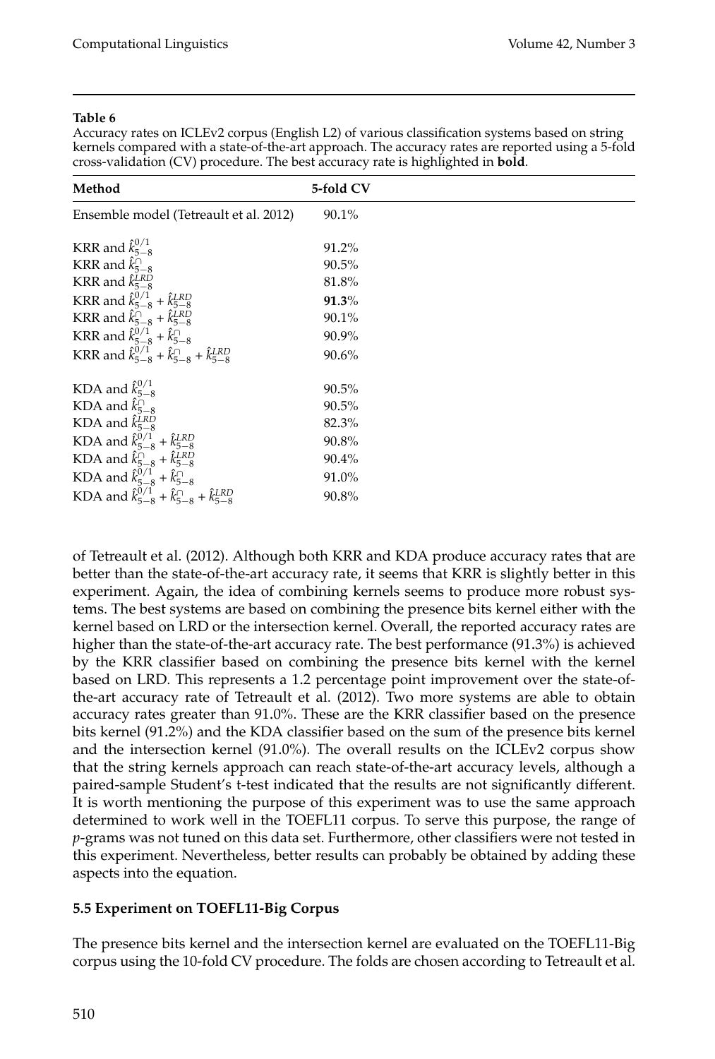**Table 6**
Accuracy rates on ICLEv2 corpus (English L2) of various classification systems based on string kernels compared with a state-of-the-art approach. The accuracy rates are reported using a 5-fold cross-validation (CV) procedure. The best accuracy rate is highlighted in **bold**.

| Method | 5-fold CV |
|---|---|
| Ensemble model (Tetreault et al. 2012) | 90.1% |
| KRR and $\hat{k}^{0/1}_{5-8}$ | 91.2% |
| KRR and $\hat{k}^{\cap}_{5-8}$ | 90.5% |
| KRR and $\hat{k}^{LRD}_{5-8}$ | 81.8% |
| KRR and $\hat{k}^{0/1}_{5-8} + \hat{k}^{LRD}_{5-8}$ | **91.3**% |
| KRR and $\hat{k}^{\cap}_{5-8} + \hat{k}^{LRD}_{5-8}$ | 90.1% |
| KRR and $\hat{k}^{0/1}_{5-8} + \hat{k}^{\cap}_{5-8}$ | 90.9% |
| KRR and $\hat{k}^{0/1}_{5-8} + \hat{k}^{\cap}_{5-8} + \hat{k}^{LRD}_{5-8}$ | 90.6% |
| KDA and $\hat{k}^{0/1}_{5-8}$ | 90.5% |
| KDA and $\hat{k}^{\cap}_{5-8}$ | 90.5% |
| KDA and $\hat{k}^{LRD}_{5-8}$ | 82.3% |
| KDA and $\hat{k}^{0/1}_{5-8} + \hat{k}^{LRD}_{5-8}$ | 90.8% |
| KDA and $\hat{k}^{\cap}_{5-8} + \hat{k}^{LRD}_{5-8}$ | 90.4% |
| KDA and $\hat{k}^{0/1}_{5-8} + \hat{k}^{\cap}_{5-8}$ | 91.0% |
| KDA and $\hat{k}^{0/1}_{5-8} + \hat{k}^{\cap}_{5-8} + \hat{k}^{LRD}_{5-8}$ | 90.8% |

of Tetreault et al. (2012). Although both KRR and KDA produce accuracy rates that are better than the state-of-the-art accuracy rate, it seems that KRR is slightly better in this experiment. Again, the idea of combining kernels seems to produce more robust systems. The best systems are based on combining the presence bits kernel either with the kernel based on LRD or the intersection kernel. Overall, the reported accuracy rates are higher than the state-of-the-art accuracy rate. The best performance (91.3%) is achieved by the KRR classifier based on combining the presence bits kernel with the kernel based on LRD. This represents a 1.2 percentage point improvement over the state-of-the-art accuracy rate of Tetreault et al. (2012). Two more systems are able to obtain accuracy rates greater than 91.0%. These are the KRR classifier based on the presence bits kernel (91.2%) and the KDA classifier based on the sum of the presence bits kernel and the intersection kernel (91.0%). The overall results on the ICLEv2 corpus show that the string kernels approach can reach state-of-the-art accuracy levels, although a paired-sample Student's t-test indicated that the results are not significantly different. It is worth mentioning the purpose of this experiment was to use the same approach determined to work well in the TOEFL11 corpus. To serve this purpose, the range of *p*-grams was not tuned on this data set. Furthermore, other classifiers were not tested in this experiment. Nevertheless, better results can probably be obtained by adding these aspects into the equation.

### 5.5 Experiment on TOEFL11-Big Corpus

The presence bits kernel and the intersection kernel are evaluated on the TOEFL11-Big corpus using the 10-fold CV procedure. The folds are chosen according to Tetreault et al.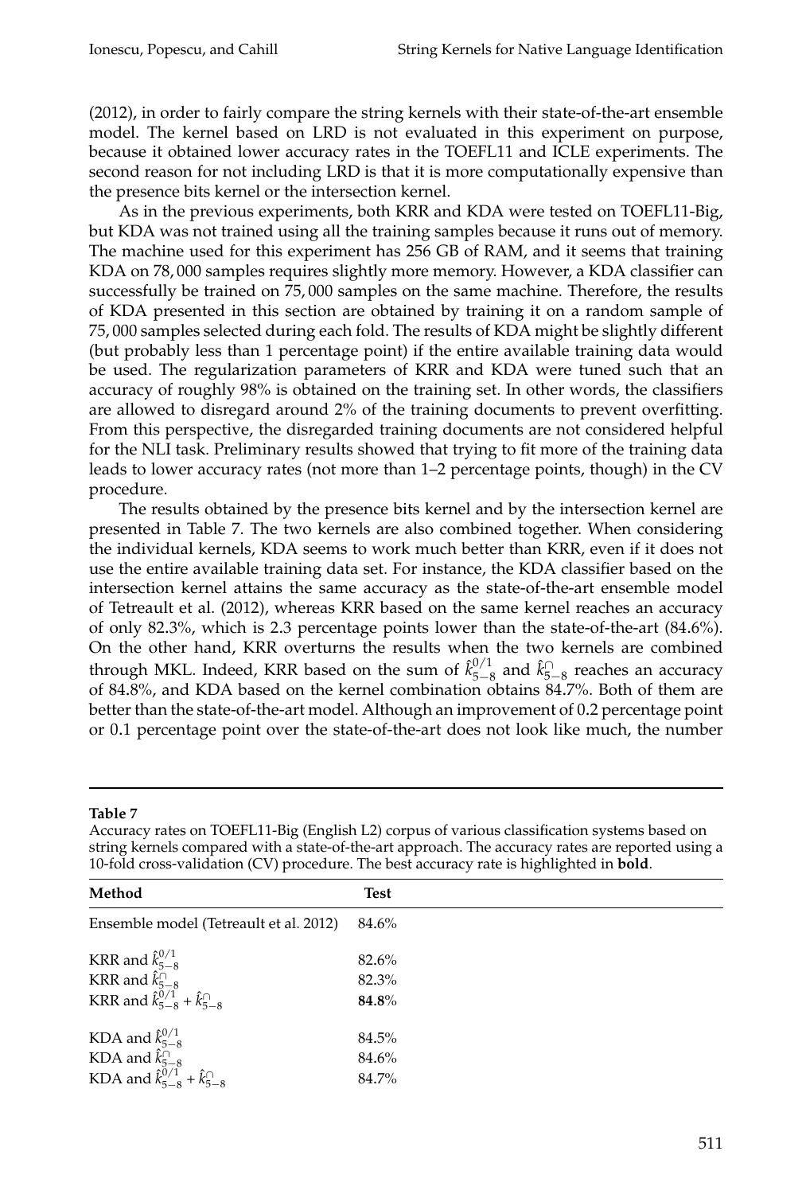(2012), in order to fairly compare the string kernels with their state-of-the-art ensemble model. The kernel based on LRD is not evaluated in this experiment on purpose, because it obtained lower accuracy rates in the TOEFL11 and ICLE experiments. The second reason for not including LRD is that it is more computationally expensive than the presence bits kernel or the intersection kernel.

As in the previous experiments, both KRR and KDA were tested on TOEFL11-Big, but KDA was not trained using all the training samples because it runs out of memory. The machine used for this experiment has 256 GB of RAM, and it seems that training KDA on 78,000 samples requires slightly more memory. However, a KDA classifier can successfully be trained on 75,000 samples on the same machine. Therefore, the results of KDA presented in this section are obtained by training it on a random sample of 75,000 samples selected during each fold. The results of KDA might be slightly different (but probably less than 1 percentage point) if the entire available training data would be used. The regularization parameters of KRR and KDA were tuned such that an accuracy of roughly 98% is obtained on the training set. In other words, the classifiers are allowed to disregard around 2% of the training documents to prevent overfitting. From this perspective, the disregarded training documents are not considered helpful for the NLI task. Preliminary results showed that trying to fit more of the training data leads to lower accuracy rates (not more than 1–2 percentage points, though) in the CV procedure.

The results obtained by the presence bits kernel and by the intersection kernel are presented in Table 7. The two kernels are also combined together. When considering the individual kernels, KDA seems to work much better than KRR, even if it does not use the entire available training data set. For instance, the KDA classifier based on the intersection kernel attains the same accuracy as the state-of-the-art ensemble model of Tetreault et al. (2012), whereas KRR based on the same kernel reaches an accuracy of only 82.3%, which is 2.3 percentage points lower than the state-of-the-art (84.6%). On the other hand, KRR overturns the results when the two kernels are combined through MKL. Indeed, KRR based on the sum of $\hat{k}^{0/1}_{5-8}$ and $\hat{k}^{\cap}_{5-8}$ reaches an accuracy of 84.8%, and KDA based on the kernel combination obtains 84.7%. Both of them are better than the state-of-the-art model. Although an improvement of 0.2 percentage point or 0.1 percentage point over the state-of-the-art does not look like much, the number

**Table 7**

Accuracy rates on TOEFL11-Big (English L2) corpus of various classification systems based on string kernels compared with a state-of-the-art approach. The accuracy rates are reported using a 10-fold cross-validation (CV) procedure. The best accuracy rate is highlighted in **bold**.

| Method | Test |
|---|---|
| Ensemble model (Tetreault et al. 2012) | 84.6% |
| KRR and $\hat{k}^{0/1}_{5-8}$ | 82.6% |
| KRR and $\hat{k}^{\cap}_{5-8}$ | 82.3% |
| KRR and $\hat{k}^{0/1}_{5-8} + \hat{k}^{\cap}_{5-8}$ | **84.8**% |
| KDA and $\hat{k}^{0/1}_{5-8}$ | 84.5% |
| KDA and $\hat{k}^{\cap}_{5-8}$ | 84.6% |
| KDA and $\hat{k}^{0/1}_{5-8} + \hat{k}^{\cap}_{5-8}$ | 84.7% |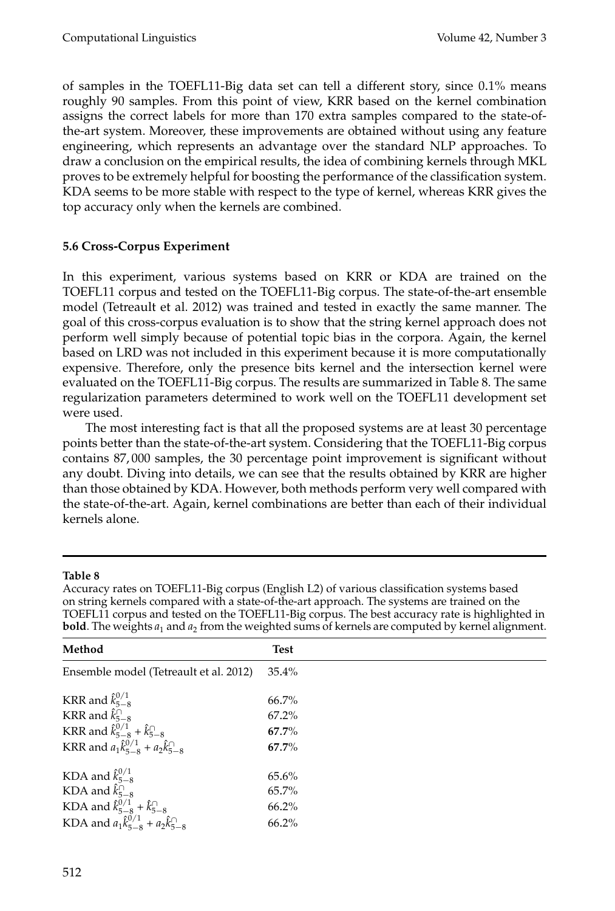of samples in the TOEFL11-Big data set can tell a different story, since 0.1% means roughly 90 samples. From this point of view, KRR based on the kernel combination assigns the correct labels for more than 170 extra samples compared to the state-of-the-art system. Moreover, these improvements are obtained without using any feature engineering, which represents an advantage over the standard NLP approaches. To draw a conclusion on the empirical results, the idea of combining kernels through MKL proves to be extremely helpful for boosting the performance of the classification system. KDA seems to be more stable with respect to the type of kernel, whereas KRR gives the top accuracy only when the kernels are combined.

### 5.6 Cross-Corpus Experiment

In this experiment, various systems based on KRR or KDA are trained on the TOEFL11 corpus and tested on the TOEFL11-Big corpus. The state-of-the-art ensemble model (Tetreault et al. 2012) was trained and tested in exactly the same manner. The goal of this cross-corpus evaluation is to show that the string kernel approach does not perform well simply because of potential topic bias in the corpora. Again, the kernel based on LRD was not included in this experiment because it is more computationally expensive. Therefore, only the presence bits kernel and the intersection kernel were evaluated on the TOEFL11-Big corpus. The results are summarized in Table 8. The same regularization parameters determined to work well on the TOEFL11 development set were used.

The most interesting fact is that all the proposed systems are at least 30 percentage points better than the state-of-the-art system. Considering that the TOEFL11-Big corpus contains 87,000 samples, the 30 percentage point improvement is significant without any doubt. Diving into details, we can see that the results obtained by KRR are higher than those obtained by KDA. However, both methods perform very well compared with the state-of-the-art. Again, kernel combinations are better than each of their individual kernels alone.

**Table 8**

Accuracy rates on TOEFL11-Big corpus (English L2) of various classification systems based on string kernels compared with a state-of-the-art approach. The systems are trained on the TOEFL11 corpus and tested on the TOEFL11-Big corpus. The best accuracy rate is highlighted in **bold**. The weights $a_1$ and $a_2$ from the weighted sums of kernels are computed by kernel alignment.

| Method | Test |
|---|---|
| Ensemble model (Tetreault et al. 2012) | 35.4% |
| KRR and $\hat{k}^{0/1}_{5-8}$ | 66.7% |
| KRR and $\hat{k}^{\cap}_{5-8}$ | 67.2% |
| KRR and $\hat{k}^{0/1}_{5-8} + \hat{k}^{\cap}_{5-8}$ | **67.7%** |
| KRR and $a_1\hat{k}^{0/1}_{5-8} + a_2\hat{k}^{\cap}_{5-8}$ | **67.7%** |
| KDA and $\hat{k}^{0/1}_{5-8}$ | 65.6% |
| KDA and $\hat{k}^{\cap}_{5-8}$ | 65.7% |
| KDA and $\hat{k}^{0/1}_{5-8} + \hat{k}^{\cap}_{5-8}$ | 66.2% |
| KDA and $a_1\hat{k}^{0/1}_{5-8} + a_2\hat{k}^{\cap}_{5-8}$ | 66.2% |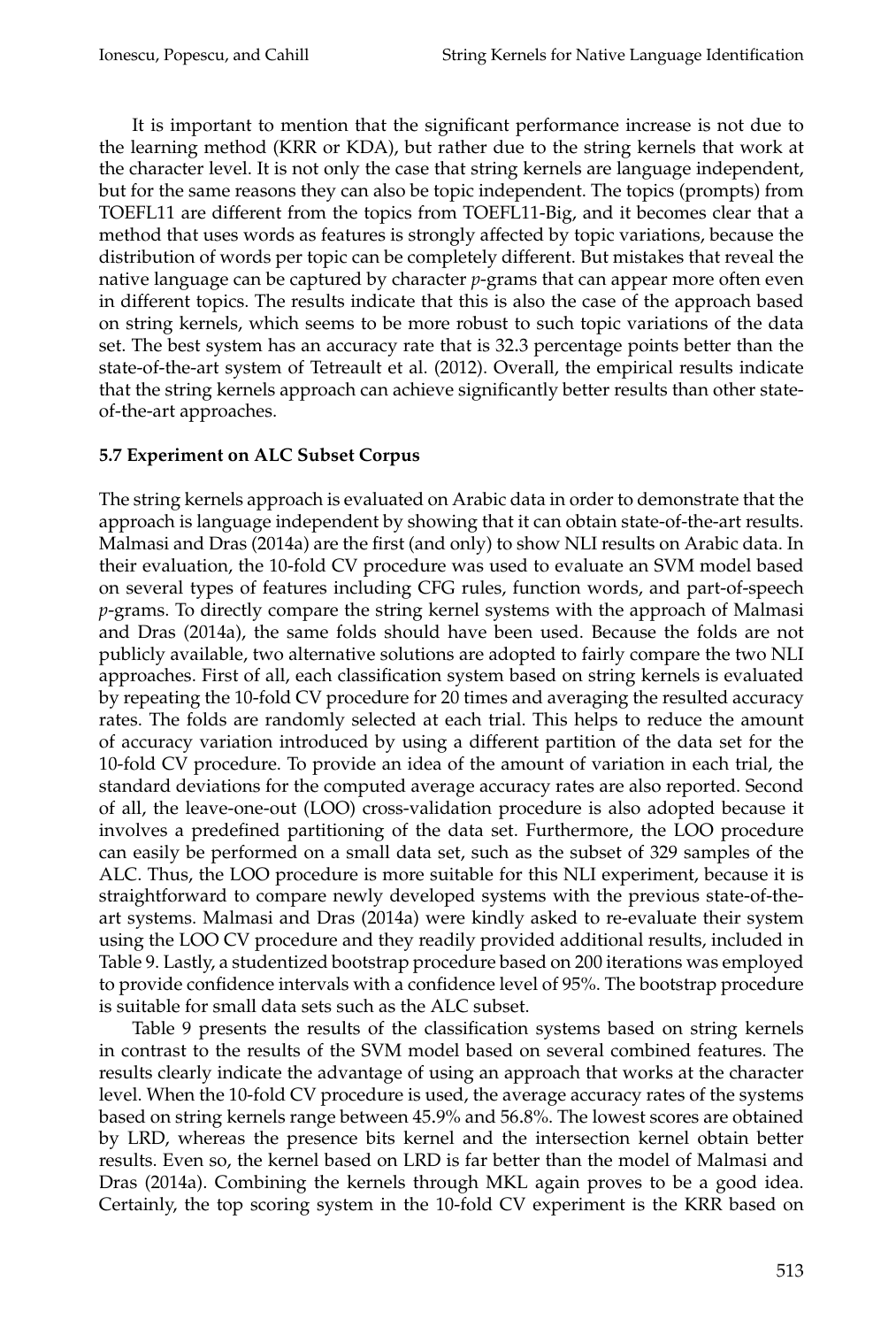It is important to mention that the significant performance increase is not due to the learning method (KRR or KDA), but rather due to the string kernels that work at the character level. It is not only the case that string kernels are language independent, but for the same reasons they can also be topic independent. The topics (prompts) from TOEFL11 are different from the topics from TOEFL11-Big, and it becomes clear that a method that uses words as features is strongly affected by topic variations, because the distribution of words per topic can be completely different. But mistakes that reveal the native language can be captured by character *p*-grams that can appear more often even in different topics. The results indicate that this is also the case of the approach based on string kernels, which seems to be more robust to such topic variations of the data set. The best system has an accuracy rate that is 32.3 percentage points better than the state-of-the-art system of Tetreault et al. (2012). Overall, the empirical results indicate that the string kernels approach can achieve significantly better results than other state-of-the-art approaches.

### 5.7 Experiment on ALC Subset Corpus

The string kernels approach is evaluated on Arabic data in order to demonstrate that the approach is language independent by showing that it can obtain state-of-the-art results. Malmasi and Dras (2014a) are the first (and only) to show NLI results on Arabic data. In their evaluation, the 10-fold CV procedure was used to evaluate an SVM model based on several types of features including CFG rules, function words, and part-of-speech *p*-grams. To directly compare the string kernel systems with the approach of Malmasi and Dras (2014a), the same folds should have been used. Because the folds are not publicly available, two alternative solutions are adopted to fairly compare the two NLI approaches. First of all, each classification system based on string kernels is evaluated by repeating the 10-fold CV procedure for 20 times and averaging the resulted accuracy rates. The folds are randomly selected at each trial. This helps to reduce the amount of accuracy variation introduced by using a different partition of the data set for the 10-fold CV procedure. To provide an idea of the amount of variation in each trial, the standard deviations for the computed average accuracy rates are also reported. Second of all, the leave-one-out (LOO) cross-validation procedure is also adopted because it involves a predefined partitioning of the data set. Furthermore, the LOO procedure can easily be performed on a small data set, such as the subset of 329 samples of the ALC. Thus, the LOO procedure is more suitable for this NLI experiment, because it is straightforward to compare newly developed systems with the previous state-of-the-art systems. Malmasi and Dras (2014a) were kindly asked to re-evaluate their system using the LOO CV procedure and they readily provided additional results, included in Table 9. Lastly, a studentized bootstrap procedure based on 200 iterations was employed to provide confidence intervals with a confidence level of 95%. The bootstrap procedure is suitable for small data sets such as the ALC subset.

Table 9 presents the results of the classification systems based on string kernels in contrast to the results of the SVM model based on several combined features. The results clearly indicate the advantage of using an approach that works at the character level. When the 10-fold CV procedure is used, the average accuracy rates of the systems based on string kernels range between 45.9% and 56.8%. The lowest scores are obtained by LRD, whereas the presence bits kernel and the intersection kernel obtain better results. Even so, the kernel based on LRD is far better than the model of Malmasi and Dras (2014a). Combining the kernels through MKL again proves to be a good idea. Certainly, the top scoring system in the 10-fold CV experiment is the KRR based on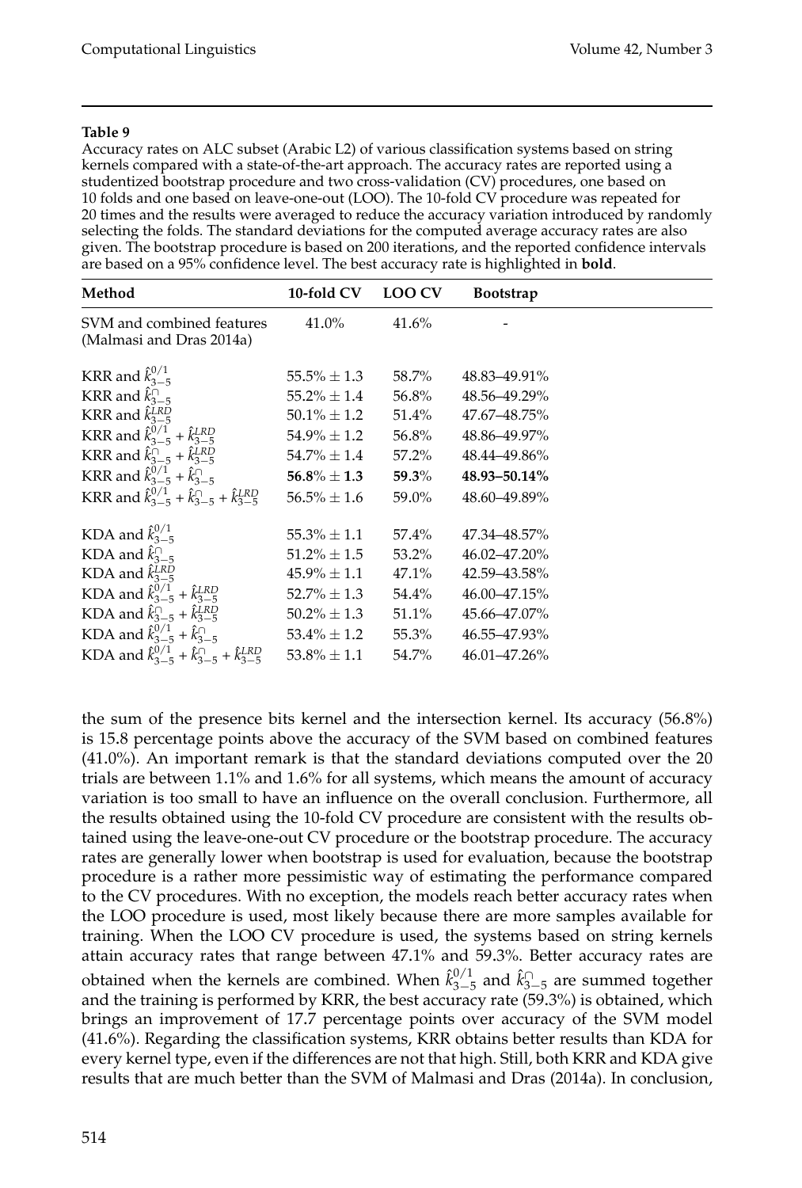**Table 9**

Accuracy rates on ALC subset (Arabic L2) of various classification systems based on string kernels compared with a state-of-the-art approach. The accuracy rates are reported using a studentized bootstrap procedure and two cross-validation (CV) procedures, one based on 10 folds and one based on leave-one-out (LOO). The 10-fold CV procedure was repeated for 20 times and the results were averaged to reduce the accuracy variation introduced by randomly selecting the folds. The standard deviations for the computed average accuracy rates are also given. The bootstrap procedure is based on 200 iterations, and the reported confidence intervals are based on a 95% confidence level. The best accuracy rate is highlighted in **bold**.

| Method | 10-fold CV | LOO CV | Bootstrap |
|---|---|---|---|
| SVM and combined features (Malmasi and Dras 2014a) | 41.0% | 41.6% | - |
| KRR and $\hat{k}^{0/1}_{3-5}$ | 55.5% ± 1.3 | 58.7% | 48.83–49.91% |
| KRR and $\hat{k}^{\cap}_{3-5}$ | 55.2% ± 1.4 | 56.8% | 48.56–49.29% |
| KRR and $\hat{k}^{LRD}_{3-5}$ | 50.1% ± 1.2 | 51.4% | 47.67–48.75% |
| KRR and $\hat{k}^{0/1}_{3-5} + \hat{k}^{LRD}_{3-5}$ | 54.9% ± 1.2 | 56.8% | 48.86–49.97% |
| KRR and $\hat{k}^{\cap}_{3-5} + \hat{k}^{LRD}_{3-5}$ | 54.7% ± 1.4 | 57.2% | 48.44–49.86% |
| KRR and $\hat{k}^{0/1}_{3-5} + \hat{k}^{\cap}_{3-5}$ | **56.8%** ± **1.3** | **59.3%** | **48.93–50.14%** |
| KRR and $\hat{k}^{0/1}_{3-5} + \hat{k}^{\cap}_{3-5} + \hat{k}^{LRD}_{3-5}$ | 56.5% ± 1.6 | 59.0% | 48.60–49.89% |
| KDA and $\hat{k}^{0/1}_{3-5}$ | 55.3% ± 1.1 | 57.4% | 47.34–48.57% |
| KDA and $\hat{k}^{\cap}_{3-5}$ | 51.2% ± 1.5 | 53.2% | 46.02–47.20% |
| KDA and $\hat{k}^{LRD}_{3-5}$ | 45.9% ± 1.1 | 47.1% | 42.59–43.58% |
| KDA and $\hat{k}^{0/1}_{3-5} + \hat{k}^{LRD}_{3-5}$ | 52.7% ± 1.3 | 54.4% | 46.00–47.15% |
| KDA and $\hat{k}^{\cap}_{3-5} + \hat{k}^{LRD}_{3-5}$ | 50.2% ± 1.3 | 51.1% | 45.66–47.07% |
| KDA and $\hat{k}^{0/1}_{3-5} + \hat{k}^{\cap}_{3-5}$ | 53.4% ± 1.2 | 55.3% | 46.55–47.93% |
| KDA and $\hat{k}^{0/1}_{3-5} + \hat{k}^{\cap}_{3-5} + \hat{k}^{LRD}_{3-5}$ | 53.8% ± 1.1 | 54.7% | 46.01–47.26% |

the sum of the presence bits kernel and the intersection kernel. Its accuracy (56.8%) is 15.8 percentage points above the accuracy of the SVM based on combined features (41.0%). An important remark is that the standard deviations computed over the 20 trials are between 1.1% and 1.6% for all systems, which means the amount of accuracy variation is too small to have an influence on the overall conclusion. Furthermore, all the results obtained using the 10-fold CV procedure are consistent with the results obtained using the leave-one-out CV procedure or the bootstrap procedure. The accuracy rates are generally lower when bootstrap is used for evaluation, because the bootstrap procedure is a rather more pessimistic way of estimating the performance compared to the CV procedures. With no exception, the models reach better accuracy rates when the LOO procedure is used, most likely because there are more samples available for training. When the LOO CV procedure is used, the systems based on string kernels attain accuracy rates that range between 47.1% and 59.3%. Better accuracy rates are obtained when the kernels are combined. When $\hat{k}^{0/1}_{3-5}$ and $\hat{k}^{\cap}_{3-5}$ are summed together and the training is performed by KRR, the best accuracy rate (59.3%) is obtained, which brings an improvement of 17.7 percentage points over accuracy of the SVM model (41.6%). Regarding the classification systems, KRR obtains better results than KDA for every kernel type, even if the differences are not that high. Still, both KRR and KDA give results that are much better than the SVM of Malmasi and Dras (2014a). In conclusion,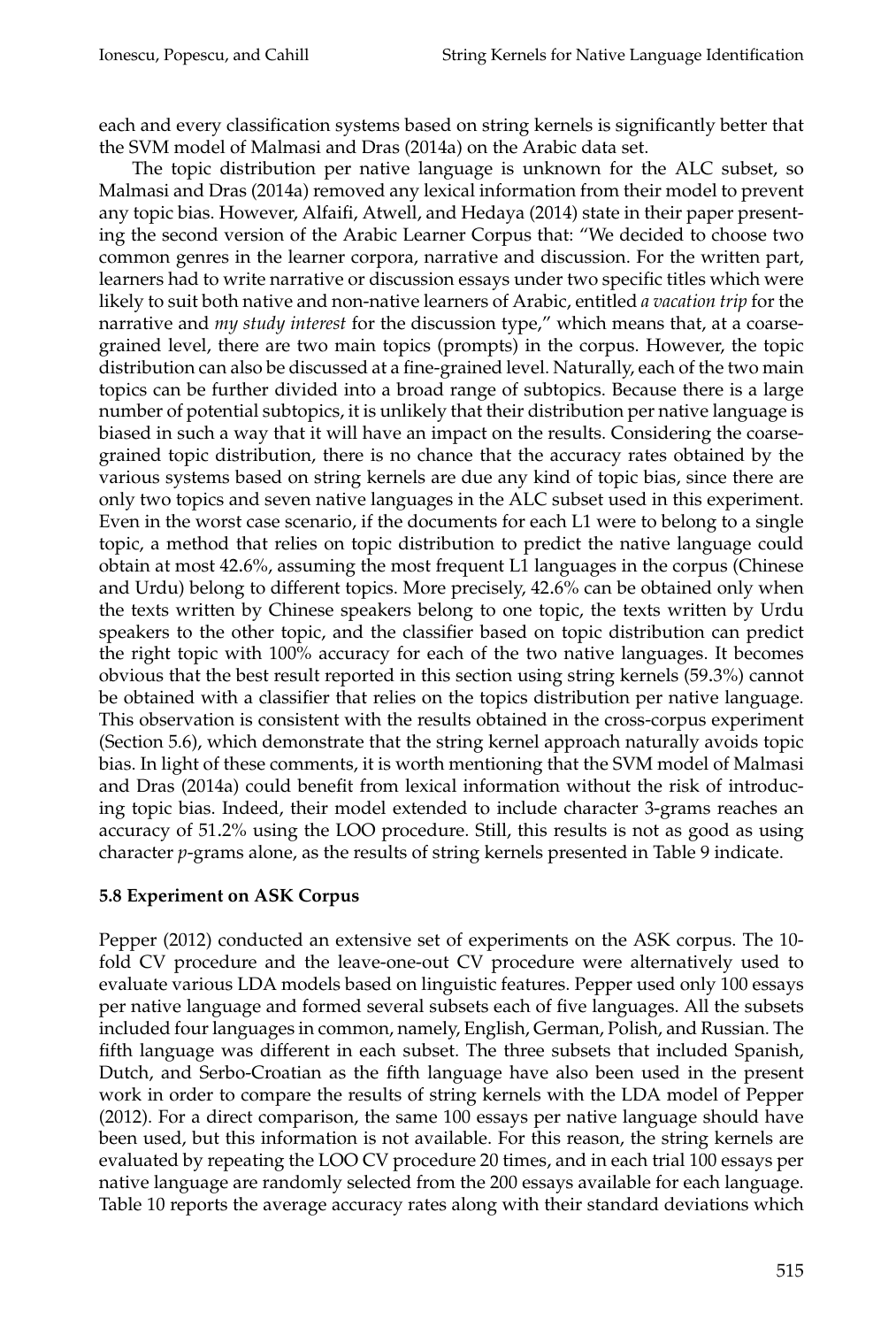each and every classification systems based on string kernels is significantly better that the SVM model of Malmasi and Dras (2014a) on the Arabic data set.

The topic distribution per native language is unknown for the ALC subset, so Malmasi and Dras (2014a) removed any lexical information from their model to prevent any topic bias. However, Alfaifi, Atwell, and Hedaya (2014) state in their paper presenting the second version of the Arabic Learner Corpus that: "We decided to choose two common genres in the learner corpora, narrative and discussion. For the written part, learners had to write narrative or discussion essays under two specific titles which were likely to suit both native and non-native learners of Arabic, entitled *a vacation trip* for the narrative and *my study interest* for the discussion type," which means that, at a coarse-grained level, there are two main topics (prompts) in the corpus. However, the topic distribution can also be discussed at a fine-grained level. Naturally, each of the two main topics can be further divided into a broad range of subtopics. Because there is a large number of potential subtopics, it is unlikely that their distribution per native language is biased in such a way that it will have an impact on the results. Considering the coarse-grained topic distribution, there is no chance that the accuracy rates obtained by the various systems based on string kernels are due any kind of topic bias, since there are only two topics and seven native languages in the ALC subset used in this experiment. Even in the worst case scenario, if the documents for each L1 were to belong to a single topic, a method that relies on topic distribution to predict the native language could obtain at most 42.6%, assuming the most frequent L1 languages in the corpus (Chinese and Urdu) belong to different topics. More precisely, 42.6% can be obtained only when the texts written by Chinese speakers belong to one topic, the texts written by Urdu speakers to the other topic, and the classifier based on topic distribution can predict the right topic with 100% accuracy for each of the two native languages. It becomes obvious that the best result reported in this section using string kernels (59.3%) cannot be obtained with a classifier that relies on the topics distribution per native language. This observation is consistent with the results obtained in the cross-corpus experiment (Section 5.6), which demonstrate that the string kernel approach naturally avoids topic bias. In light of these comments, it is worth mentioning that the SVM model of Malmasi and Dras (2014a) could benefit from lexical information without the risk of introducing topic bias. Indeed, their model extended to include character 3-grams reaches an accuracy of 51.2% using the LOO procedure. Still, this results is not as good as using character *p*-grams alone, as the results of string kernels presented in Table 9 indicate.

### 5.8 Experiment on ASK Corpus

Pepper (2012) conducted an extensive set of experiments on the ASK corpus. The 10-fold CV procedure and the leave-one-out CV procedure were alternatively used to evaluate various LDA models based on linguistic features. Pepper used only 100 essays per native language and formed several subsets each of five languages. All the subsets included four languages in common, namely, English, German, Polish, and Russian. The fifth language was different in each subset. The three subsets that included Spanish, Dutch, and Serbo-Croatian as the fifth language have also been used in the present work in order to compare the results of string kernels with the LDA model of Pepper (2012). For a direct comparison, the same 100 essays per native language should have been used, but this information is not available. For this reason, the string kernels are evaluated by repeating the LOO CV procedure 20 times, and in each trial 100 essays per native language are randomly selected from the 200 essays available for each language. Table 10 reports the average accuracy rates along with their standard deviations which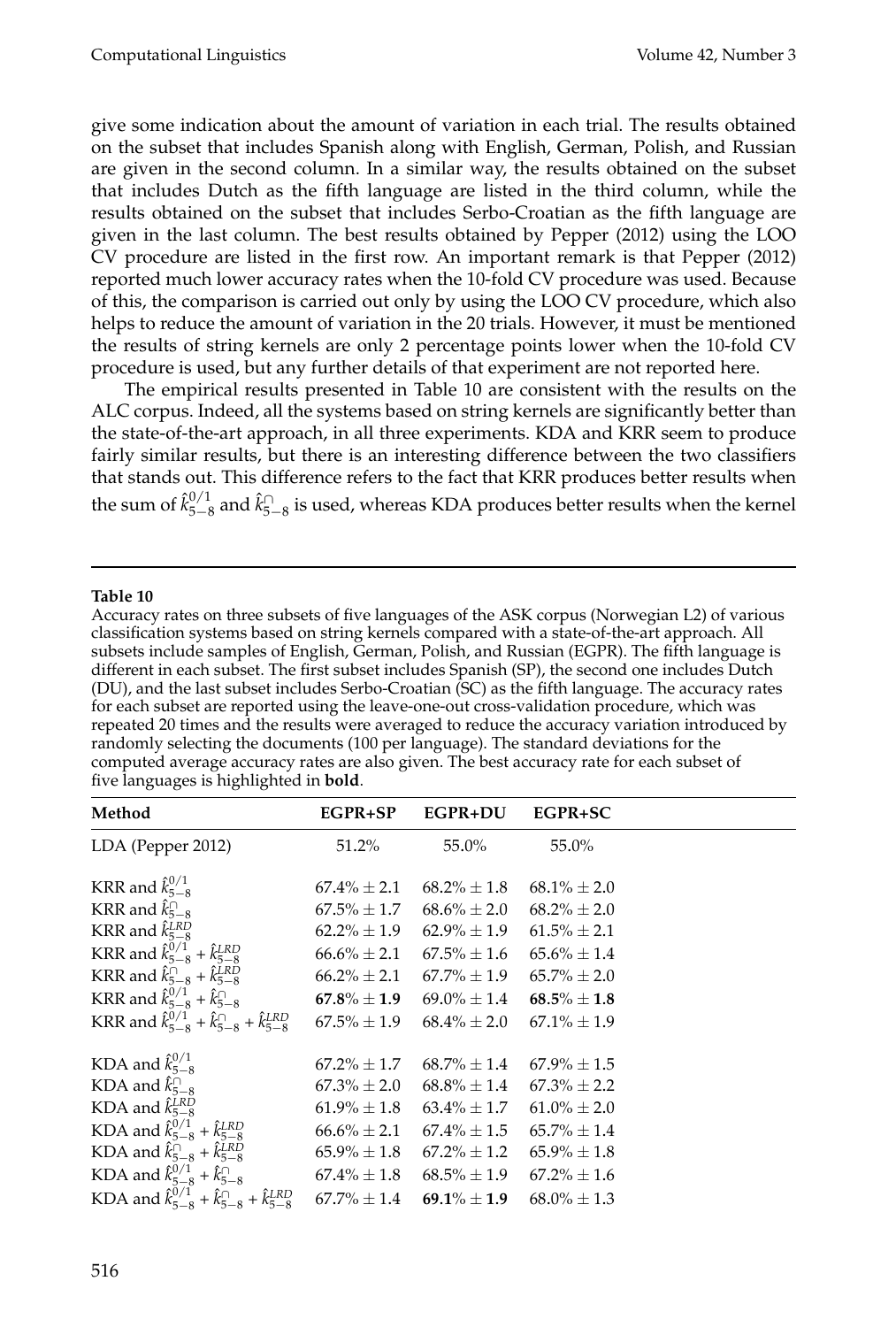give some indication about the amount of variation in each trial. The results obtained on the subset that includes Spanish along with English, German, Polish, and Russian are given in the second column. In a similar way, the results obtained on the subset that includes Dutch as the fifth language are listed in the third column, while the results obtained on the subset that includes Serbo-Croatian as the fifth language are given in the last column. The best results obtained by Pepper (2012) using the LOO CV procedure are listed in the first row. An important remark is that Pepper (2012) reported much lower accuracy rates when the 10-fold CV procedure was used. Because of this, the comparison is carried out only by using the LOO CV procedure, which also helps to reduce the amount of variation in the 20 trials. However, it must be mentioned the results of string kernels are only 2 percentage points lower when the 10-fold CV procedure is used, but any further details of that experiment are not reported here.

The empirical results presented in Table 10 are consistent with the results on the ALC corpus. Indeed, all the systems based on string kernels are significantly better than the state-of-the-art approach, in all three experiments. KDA and KRR seem to produce fairly similar results, but there is an interesting difference between the two classifiers that stands out. This difference refers to the fact that KRR produces better results when the sum of $\hat{k}^{0/1}_{5-8}$ and $\hat{k}^{\cap}_{5-8}$ is used, whereas KDA produces better results when the kernel

**Table 10**

Accuracy rates on three subsets of five languages of the ASK corpus (Norwegian L2) of various classification systems based on string kernels compared with a state-of-the-art approach. All subsets include samples of English, German, Polish, and Russian (EGPR). The fifth language is different in each subset. The first subset includes Spanish (SP), the second one includes Dutch (DU), and the last subset includes Serbo-Croatian (SC) as the fifth language. The accuracy rates for each subset are reported using the leave-one-out cross-validation procedure, which was repeated 20 times and the results were averaged to reduce the accuracy variation introduced by randomly selecting the documents (100 per language). The standard deviations for the computed average accuracy rates are also given. The best accuracy rate for each subset of five languages is highlighted in **bold**.

| Method | EGPR+SP | EGPR+DU | EGPR+SC |
|---|---|---|---|
| LDA (Pepper 2012) | 51.2% | 55.0% | 55.0% |
| KRR and $\hat{k}^{0/1}_{5-8}$ | 67.4% ± 2.1 | 68.2% ± 1.8 | 68.1% ± 2.0 |
| KRR and $\hat{k}^{\cap}_{5-8}$ | 67.5% ± 1.7 | 68.6% ± 2.0 | 68.2% ± 2.0 |
| KRR and $\hat{k}^{LRD}_{5-8}$ | 62.2% ± 1.9 | 62.9% ± 1.9 | 61.5% ± 2.1 |
| KRR and $\hat{k}^{0/1}_{5-8} + \hat{k}^{LRD}_{5-8}$ | 66.6% ± 2.1 | 67.5% ± 1.6 | 65.6% ± 1.4 |
| KRR and $\hat{k}^{\cap}_{5-8} + \hat{k}^{LRD}_{5-8}$ | 66.2% ± 2.1 | 67.7% ± 1.9 | 65.7% ± 2.0 |
| KRR and $\hat{k}^{0/1}_{5-8} + \hat{k}^{\cap}_{5-8}$ | **67.8% ± 1.9** | 69.0% ± 1.4 | **68.5% ± 1.8** |
| KRR and $\hat{k}^{0/1}_{5-8} + \hat{k}^{\cap}_{5-8} + \hat{k}^{LRD}_{5-8}$ | 67.5% ± 1.9 | 68.4% ± 2.0 | 67.1% ± 1.9 |
| KDA and $\hat{k}^{0/1}_{5-8}$ | 67.2% ± 1.7 | 68.7% ± 1.4 | 67.9% ± 1.5 |
| KDA and $\hat{k}^{\cap}_{5-8}$ | 67.3% ± 2.0 | 68.8% ± 1.4 | 67.3% ± 2.2 |
| KDA and $\hat{k}^{LRD}_{5-8}$ | 61.9% ± 1.8 | 63.4% ± 1.7 | 61.0% ± 2.0 |
| KDA and $\hat{k}^{0/1}_{5-8} + \hat{k}^{LRD}_{5-8}$ | 66.6% ± 2.1 | 67.4% ± 1.5 | 65.7% ± 1.4 |
| KDA and $\hat{k}^{\cap}_{5-8} + \hat{k}^{LRD}_{5-8}$ | 65.9% ± 1.8 | 67.2% ± 1.2 | 65.9% ± 1.8 |
| KDA and $\hat{k}^{0/1}_{5-8} + \hat{k}^{\cap}_{5-8}$ | 67.4% ± 1.8 | 68.5% ± 1.9 | 67.2% ± 1.6 |
| KDA and $\hat{k}^{0/1}_{5-8} + \hat{k}^{\cap}_{5-8} + \hat{k}^{LRD}_{5-8}$ | 67.7% ± 1.4 | **69.1% ± 1.9** | 68.0% ± 1.3 |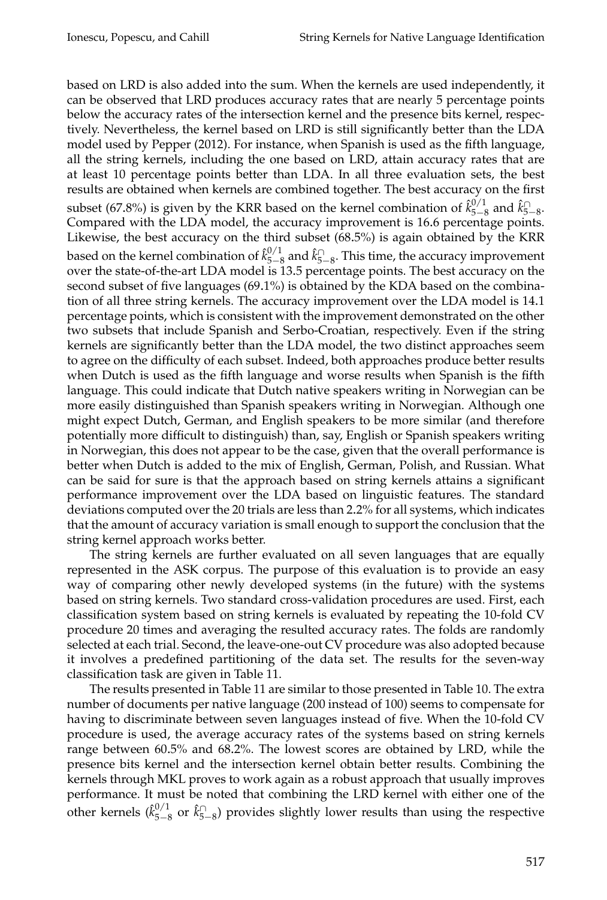based on LRD is also added into the sum. When the kernels are used independently, it can be observed that LRD produces accuracy rates that are nearly 5 percentage points below the accuracy rates of the intersection kernel and the presence bits kernel, respectively. Nevertheless, the kernel based on LRD is still significantly better than the LDA model used by Pepper (2012). For instance, when Spanish is used as the fifth language, all the string kernels, including the one based on LRD, attain accuracy rates that are at least 10 percentage points better than LDA. In all three evaluation sets, the best results are obtained when kernels are combined together. The best accuracy on the first subset (67.8%) is given by the KRR based on the kernel combination of $\hat{k}^{0/1}_{5-8}$ and $\hat{k}^{\cap}_{5-8}$. Compared with the LDA model, the accuracy improvement is 16.6 percentage points. Likewise, the best accuracy on the third subset (68.5%) is again obtained by the KRR based on the kernel combination of $\hat{k}^{0/1}_{5-8}$ and $\hat{k}^{\cap}_{5-8}$. This time, the accuracy improvement over the state-of-the-art LDA model is 13.5 percentage points. The best accuracy on the second subset of five languages (69.1%) is obtained by the KDA based on the combination of all three string kernels. The accuracy improvement over the LDA model is 14.1 percentage points, which is consistent with the improvement demonstrated on the other two subsets that include Spanish and Serbo-Croatian, respectively. Even if the string kernels are significantly better than the LDA model, the two distinct approaches seem to agree on the difficulty of each subset. Indeed, both approaches produce better results when Dutch is used as the fifth language and worse results when Spanish is the fifth language. This could indicate that Dutch native speakers writing in Norwegian can be more easily distinguished than Spanish speakers writing in Norwegian. Although one might expect Dutch, German, and English speakers to be more similar (and therefore potentially more difficult to distinguish) than, say, English or Spanish speakers writing in Norwegian, this does not appear to be the case, given that the overall performance is better when Dutch is added to the mix of English, German, Polish, and Russian. What can be said for sure is that the approach based on string kernels attains a significant performance improvement over the LDA based on linguistic features. The standard deviations computed over the 20 trials are less than 2.2% for all systems, which indicates that the amount of accuracy variation is small enough to support the conclusion that the string kernel approach works better.

The string kernels are further evaluated on all seven languages that are equally represented in the ASK corpus. The purpose of this evaluation is to provide an easy way of comparing other newly developed systems (in the future) with the systems based on string kernels. Two standard cross-validation procedures are used. First, each classification system based on string kernels is evaluated by repeating the 10-fold CV procedure 20 times and averaging the resulted accuracy rates. The folds are randomly selected at each trial. Second, the leave-one-out CV procedure was also adopted because it involves a predefined partitioning of the data set. The results for the seven-way classification task are given in Table 11.

The results presented in Table 11 are similar to those presented in Table 10. The extra number of documents per native language (200 instead of 100) seems to compensate for having to discriminate between seven languages instead of five. When the 10-fold CV procedure is used, the average accuracy rates of the systems based on string kernels range between 60.5% and 68.2%. The lowest scores are obtained by LRD, while the presence bits kernel and the intersection kernel obtain better results. Combining the kernels through MKL proves to work again as a robust approach that usually improves performance. It must be noted that combining the LRD kernel with either one of the other kernels ($\hat{k}^{0/1}_{5-8}$ or $\hat{k}^{\cap}_{5-8}$) provides slightly lower results than using the respective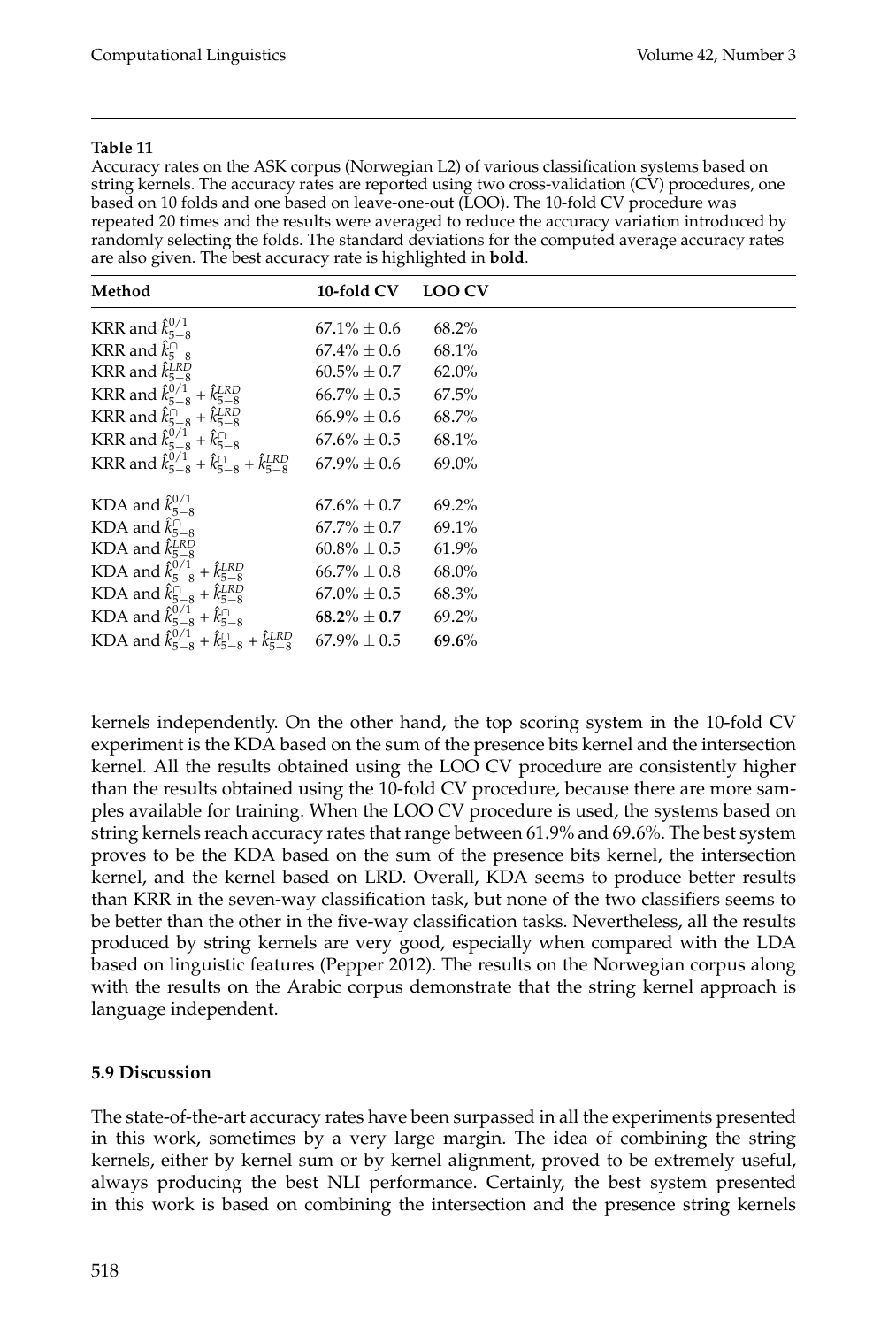**Table 11**

Accuracy rates on the ASK corpus (Norwegian L2) of various classification systems based on string kernels. The accuracy rates are reported using two cross-validation (CV) procedures, one based on 10 folds and one based on leave-one-out (LOO). The 10-fold CV procedure was repeated 20 times and the results were averaged to reduce the accuracy variation introduced by randomly selecting the folds. The standard deviations for the computed average accuracy rates are also given. The best accuracy rate is highlighted in **bold**.

| Method | 10-fold CV | LOO CV |
|---|---|---|
| KRR and $\hat{k}^{0/1}_{5-8}$ | $67.1\% \pm 0.6$ | 68.2% |
| KRR and $\hat{k}^{\cap}_{5-8}$ | $67.4\% \pm 0.6$ | 68.1% |
| KRR and $\hat{k}^{LRD}_{5-8}$ | $60.5\% \pm 0.7$ | 62.0% |
| KRR and $\hat{k}^{0/1}_{5-8} + \hat{k}^{LRD}_{5-8}$ | $66.7\% \pm 0.5$ | 67.5% |
| KRR and $\hat{k}^{\cap}_{5-8} + \hat{k}^{LRD}_{5-8}$ | $66.9\% \pm 0.6$ | 68.7% |
| KRR and $\hat{k}^{0/1}_{5-8} + \hat{k}^{\cap}_{5-8}$ | $67.6\% \pm 0.5$ | 68.1% |
| KRR and $\hat{k}^{0/1}_{5-8} + \hat{k}^{\cap}_{5-8} + \hat{k}^{LRD}_{5-8}$ | $67.9\% \pm 0.6$ | 69.0% |
| KDA and $\hat{k}^{0/1}_{5-8}$ | $67.6\% \pm 0.7$ | 69.2% |
| KDA and $\hat{k}^{\cap}_{5-8}$ | $67.7\% \pm 0.7$ | 69.1% |
| KDA and $\hat{k}^{LRD}_{5-8}$ | $60.8\% \pm 0.5$ | 61.9% |
| KDA and $\hat{k}^{0/1}_{5-8} + \hat{k}^{LRD}_{5-8}$ | $66.7\% \pm 0.8$ | 68.0% |
| KDA and $\hat{k}^{\cap}_{5-8} + \hat{k}^{LRD}_{5-8}$ | $67.0\% \pm 0.5$ | 68.3% |
| KDA and $\hat{k}^{0/1}_{5-8} + \hat{k}^{\cap}_{5-8}$ | **$68.2\% \pm 0.7$** | 69.2% |
| KDA and $\hat{k}^{0/1}_{5-8} + \hat{k}^{\cap}_{5-8} + \hat{k}^{LRD}_{5-8}$ | $67.9\% \pm 0.5$ | **69.6%** |

kernels independently. On the other hand, the top scoring system in the 10-fold CV experiment is the KDA based on the sum of the presence bits kernel and the intersection kernel. All the results obtained using the LOO CV procedure are consistently higher than the results obtained using the 10-fold CV procedure, because there are more samples available for training. When the LOO CV procedure is used, the systems based on string kernels reach accuracy rates that range between 61.9% and 69.6%. The best system proves to be the KDA based on the sum of the presence bits kernel, the intersection kernel, and the kernel based on LRD. Overall, KDA seems to produce better results than KRR in the seven-way classification task, but none of the two classifiers seems to be better than the other in the five-way classification tasks. Nevertheless, all the results produced by string kernels are very good, especially when compared with the LDA based on linguistic features (Pepper 2012). The results on the Norwegian corpus along with the results on the Arabic corpus demonstrate that the string kernel approach is language independent.

### 5.9 Discussion

The state-of-the-art accuracy rates have been surpassed in all the experiments presented in this work, sometimes by a very large margin. The idea of combining the string kernels, either by kernel sum or by kernel alignment, proved to be extremely useful, always producing the best NLI performance. Certainly, the best system presented in this work is based on combining the intersection and the presence string kernels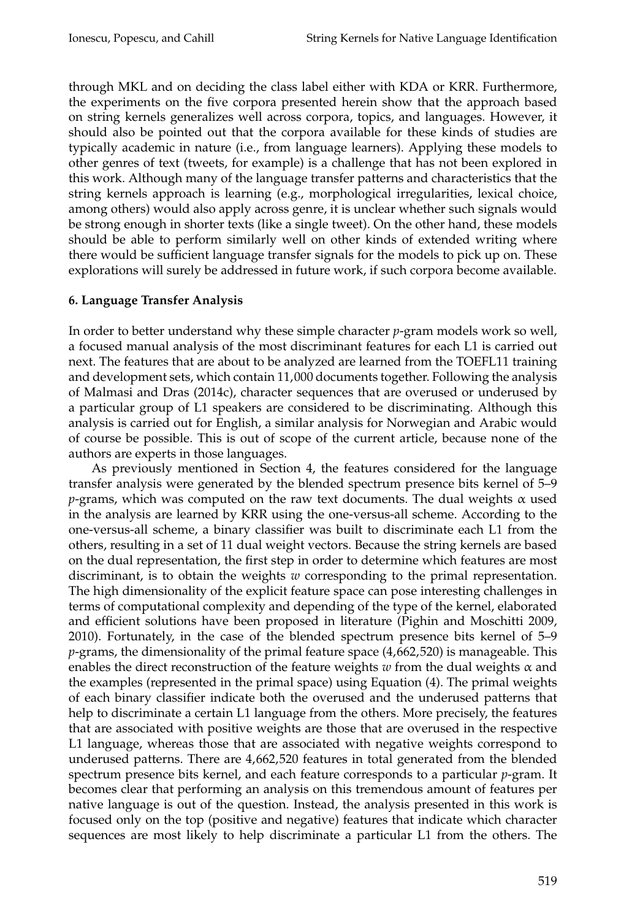through MKL and on deciding the class label either with KDA or KRR. Furthermore, the experiments on the five corpora presented herein show that the approach based on string kernels generalizes well across corpora, topics, and languages. However, it should also be pointed out that the corpora available for these kinds of studies are typically academic in nature (i.e., from language learners). Applying these models to other genres of text (tweets, for example) is a challenge that has not been explored in this work. Although many of the language transfer patterns and characteristics that the string kernels approach is learning (e.g., morphological irregularities, lexical choice, among others) would also apply across genre, it is unclear whether such signals would be strong enough in shorter texts (like a single tweet). On the other hand, these models should be able to perform similarly well on other kinds of extended writing where there would be sufficient language transfer signals for the models to pick up on. These explorations will surely be addressed in future work, if such corpora become available.

**6. Language Transfer Analysis**

In order to better understand why these simple character $p$-gram models work so well, a focused manual analysis of the most discriminant features for each L1 is carried out next. The features that are about to be analyzed are learned from the TOEFL11 training and development sets, which contain 11,000 documents together. Following the analysis of Malmasi and Dras (2014c), character sequences that are overused or underused by a particular group of L1 speakers are considered to be discriminating. Although this analysis is carried out for English, a similar analysis for Norwegian and Arabic would of course be possible. This is out of scope of the current article, because none of the authors are experts in those languages.

As previously mentioned in Section 4, the features considered for the language transfer analysis were generated by the blended spectrum presence bits kernel of 5–9 $p$-grams, which was computed on the raw text documents. The dual weights $\alpha$ used in the analysis are learned by KRR using the one-versus-all scheme. According to the one-versus-all scheme, a binary classifier was built to discriminate each L1 from the others, resulting in a set of 11 dual weight vectors. Because the string kernels are based on the dual representation, the first step in order to determine which features are most discriminant, is to obtain the weights $w$ corresponding to the primal representation. The high dimensionality of the explicit feature space can pose interesting challenges in terms of computational complexity and depending of the type of the kernel, elaborated and efficient solutions have been proposed in literature (Pighin and Moschitti 2009, 2010). Fortunately, in the case of the blended spectrum presence bits kernel of 5–9 $p$-grams, the dimensionality of the primal feature space (4,662,520) is manageable. This enables the direct reconstruction of the feature weights $w$ from the dual weights $\alpha$ and the examples (represented in the primal space) using Equation (4). The primal weights of each binary classifier indicate both the overused and the underused patterns that help to discriminate a certain L1 language from the others. More precisely, the features that are associated with positive weights are those that are overused in the respective L1 language, whereas those that are associated with negative weights correspond to underused patterns. There are 4,662,520 features in total generated from the blended spectrum presence bits kernel, and each feature corresponds to a particular $p$-gram. It becomes clear that performing an analysis on this tremendous amount of features per native language is out of the question. Instead, the analysis presented in this work is focused only on the top (positive and negative) features that indicate which character sequences are most likely to help discriminate a particular L1 from the others. The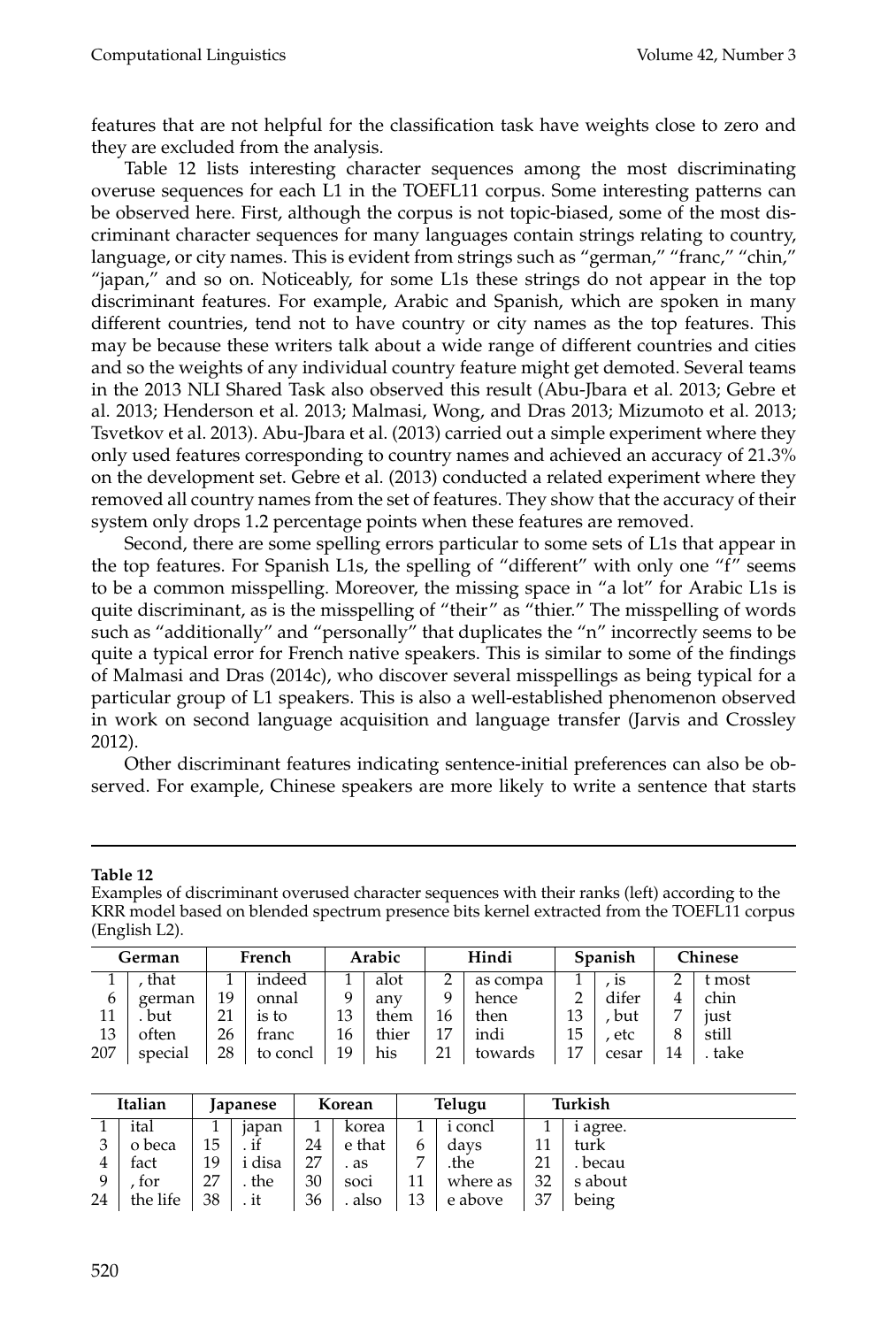features that are not helpful for the classification task have weights close to zero and they are excluded from the analysis.

Table 12 lists interesting character sequences among the most discriminating overuse sequences for each L1 in the TOEFL11 corpus. Some interesting patterns can be observed here. First, although the corpus is not topic-biased, some of the most discriminant character sequences for many languages contain strings relating to country, language, or city names. This is evident from strings such as "german," "franc," "chin," "japan," and so on. Noticeably, for some L1s these strings do not appear in the top discriminant features. For example, Arabic and Spanish, which are spoken in many different countries, tend not to have country or city names as the top features. This may be because these writers talk about a wide range of different countries and cities and so the weights of any individual country feature might get demoted. Several teams in the 2013 NLI Shared Task also observed this result (Abu-Jbara et al. 2013; Gebre et al. 2013; Henderson et al. 2013; Malmasi, Wong, and Dras 2013; Mizumoto et al. 2013; Tsvetkov et al. 2013). Abu-Jbara et al. (2013) carried out a simple experiment where they only used features corresponding to country names and achieved an accuracy of 21.3% on the development set. Gebre et al. (2013) conducted a related experiment where they removed all country names from the set of features. They show that the accuracy of their system only drops 1.2 percentage points when these features are removed.

Second, there are some spelling errors particular to some sets of L1s that appear in the top features. For Spanish L1s, the spelling of "different" with only one "f" seems to be a common misspelling. Moreover, the missing space in "a lot" for Arabic L1s is quite discriminant, as is the misspelling of "their" as "thier." The misspelling of words such as "additionally" and "personally" that duplicates the "n" incorrectly seems to be quite a typical error for French native speakers. This is similar to some of the findings of Malmasi and Dras (2014c), who discover several misspellings as being typical for a particular group of L1 speakers. This is also a well-established phenomenon observed in work on second language acquisition and language transfer (Jarvis and Crossley 2012).

Other discriminant features indicating sentence-initial preferences can also be observed. For example, Chinese speakers are more likely to write a sentence that starts

**Table 12**
Examples of discriminant overused character sequences with their ranks (left) according to the KRR model based on blended spectrum presence bits kernel extracted from the TOEFL11 corpus (English L2).

| German | | French | | Arabic | | Hindi | | Spanish | | Chinese | |
|---|---|---|---|---|---|---|---|---|---|---|---|
| 1 | , that | 1 | indeed | 1 | alot | 2 | as compa | 1 | , is | 2 | t most |
| 6 | german | 19 | onnal | 9 | any | 9 | hence | 2 | difer | 4 | chin |
| 11 | . but | 21 | is to | 13 | them | 16 | then | 13 | , but | 7 | just |
| 13 | often | 26 | franc | 16 | thier | 17 | indi | 15 | , etc | 8 | still |
| 207 | special | 28 | to concl | 19 | his | 21 | towards | 17 | cesar | 14 | . take |

| Italian | | Japanese | | Korean | | Telugu | | Turkish | |
|---|---|---|---|---|---|---|---|---|---|
| 1 | ital | 1 | japan | 1 | korea | 1 | i concl | 1 | i agree. |
| 3 | o beca | 15 | . if | 24 | e that | 6 | days | 11 | turk |
| 4 | fact | 19 | i disa | 27 | . as | 7 | .the | 21 | . becau |
| 9 | , for | 27 | . the | 30 | soci | 11 | where as | 32 | s about |
| 24 | the life | 38 | . it | 36 | . also | 13 | e above | 37 | being |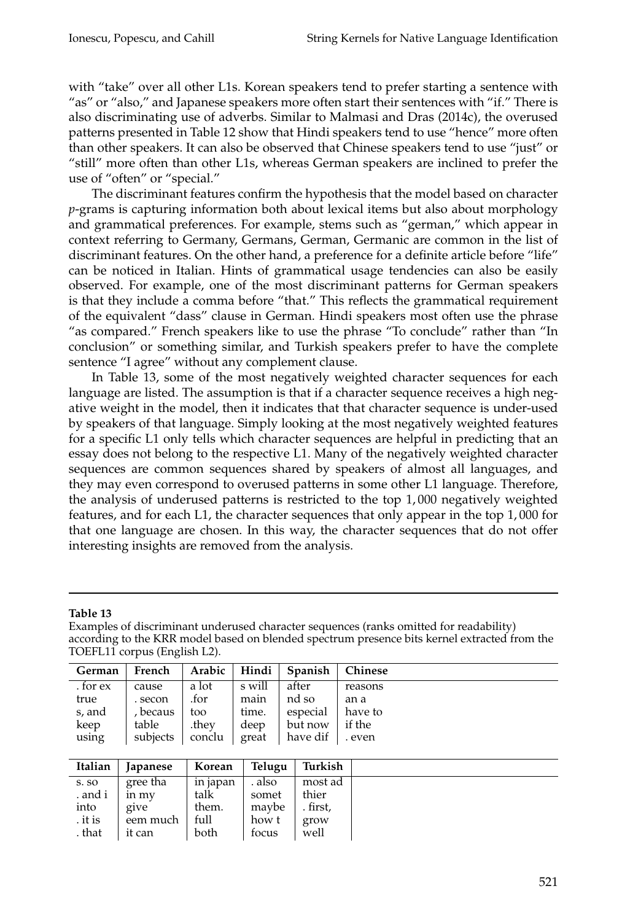with "take" over all other L1s. Korean speakers tend to prefer starting a sentence with "as" or "also," and Japanese speakers more often start their sentences with "if." There is also discriminating use of adverbs. Similar to Malmasi and Dras (2014c), the overused patterns presented in Table 12 show that Hindi speakers tend to use "hence" more often than other speakers. It can also be observed that Chinese speakers tend to use "just" or "still" more often than other L1s, whereas German speakers are inclined to prefer the use of "often" or "special."

The discriminant features confirm the hypothesis that the model based on character *p*-grams is capturing information both about lexical items but also about morphology and grammatical preferences. For example, stems such as "german," which appear in context referring to Germany, Germans, German, Germanic are common in the list of discriminant features. On the other hand, a preference for a definite article before "life" can be noticed in Italian. Hints of grammatical usage tendencies can also be easily observed. For example, one of the most discriminant patterns for German speakers is that they include a comma before "that." This reflects the grammatical requirement of the equivalent "dass" clause in German. Hindi speakers most often use the phrase "as compared." French speakers like to use the phrase "To conclude" rather than "In conclusion" or something similar, and Turkish speakers prefer to have the complete sentence "I agree" without any complement clause.

In Table 13, some of the most negatively weighted character sequences for each language are listed. The assumption is that if a character sequence receives a high negative weight in the model, then it indicates that that character sequence is under-used by speakers of that language. Simply looking at the most negatively weighted features for a specific L1 only tells which character sequences are helpful in predicting that an essay does not belong to the respective L1. Many of the negatively weighted character sequences are common sequences shared by speakers of almost all languages, and they may even correspond to overused patterns in some other L1 language. Therefore, the analysis of underused patterns is restricted to the top 1,000 negatively weighted features, and for each L1, the character sequences that only appear in the top 1,000 for that one language are chosen. In this way, the character sequences that do not offer interesting insights are removed from the analysis.

**Table 13**
Examples of discriminant underused character sequences (ranks omitted for readability) according to the KRR model based on blended spectrum presence bits kernel extracted from the TOEFL11 corpus (English L2).

| German | French | Arabic | Hindi | Spanish | Chinese |
|---|---|---|---|---|---|
| . for ex | cause | a lot | s will | after | reasons |
| true | . secon | .for | main | nd so | an a |
| s, and | , becaus | too | time. | especial | have to |
| keep | table | .they | deep | but now | if the |
| using | subjects | conclu | great | have dif | . even |

| Italian | Japanese | Korean | Telugu | Turkish |
|---|---|---|---|---|
| s. so | gree tha | in japan | . also | most ad |
| . and i | in my | talk | somet | thier |
| into | give | them. | maybe | . first, |
| . it is | eem much | full | how t | grow |
| . that | it can | both | focus | well |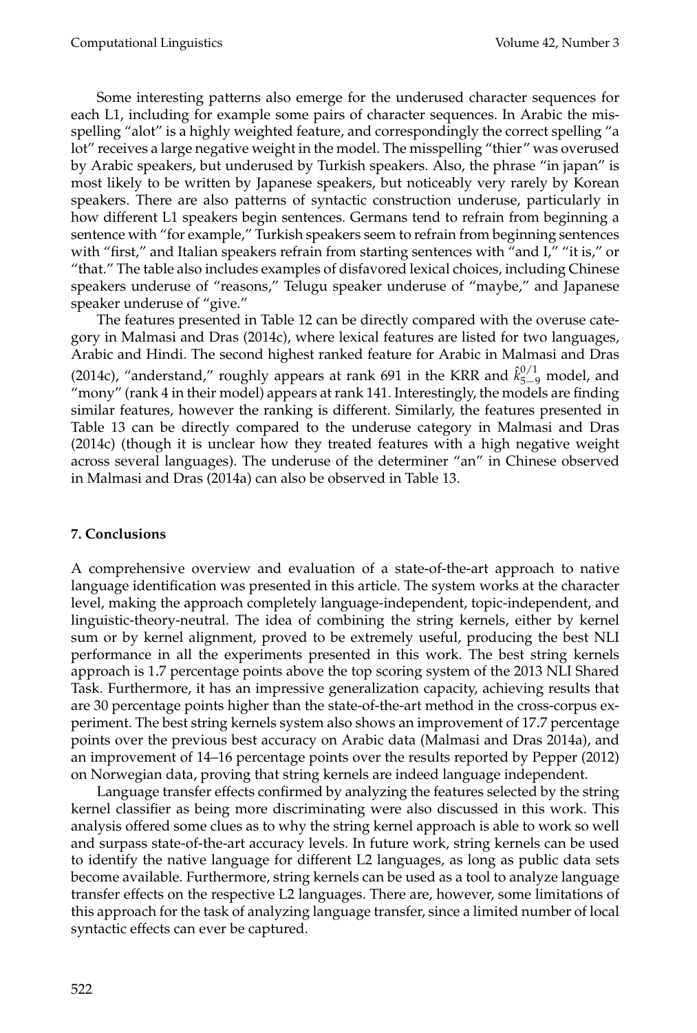Some interesting patterns also emerge for the underused character sequences for each L1, including for example some pairs of character sequences. In Arabic the misspelling "alot" is a highly weighted feature, and correspondingly the correct spelling "a lot" receives a large negative weight in the model. The misspelling "thier" was overused by Arabic speakers, but underused by Turkish speakers. Also, the phrase "in japan" is most likely to be written by Japanese speakers, but noticeably very rarely by Korean speakers. There are also patterns of syntactic construction underuse, particularly in how different L1 speakers begin sentences. Germans tend to refrain from beginning a sentence with "for example," Turkish speakers seem to refrain from beginning sentences with "first," and Italian speakers refrain from starting sentences with "and I," "it is," or "that." The table also includes examples of disfavored lexical choices, including Chinese speakers underuse of "reasons," Telugu speaker underuse of "maybe," and Japanese speaker underuse of "give."

The features presented in Table 12 can be directly compared with the overuse category in Malmasi and Dras (2014c), where lexical features are listed for two languages, Arabic and Hindi. The second highest ranked feature for Arabic in Malmasi and Dras (2014c), "anderstand," roughly appears at rank 691 in the KRR and $\hat{k}^{0/1}_{5-9}$ model, and "mony" (rank 4 in their model) appears at rank 141. Interestingly, the models are finding similar features, however the ranking is different. Similarly, the features presented in Table 13 can be directly compared to the underuse category in Malmasi and Dras (2014c) (though it is unclear how they treated features with a high negative weight across several languages). The underuse of the determiner "an" in Chinese observed in Malmasi and Dras (2014a) can also be observed in Table 13.

## 7. Conclusions

A comprehensive overview and evaluation of a state-of-the-art approach to native language identification was presented in this article. The system works at the character level, making the approach completely language-independent, topic-independent, and linguistic-theory-neutral. The idea of combining the string kernels, either by kernel sum or by kernel alignment, proved to be extremely useful, producing the best NLI performance in all the experiments presented in this work. The best string kernels approach is 1.7 percentage points above the top scoring system of the 2013 NLI Shared Task. Furthermore, it has an impressive generalization capacity, achieving results that are 30 percentage points higher than the state-of-the-art method in the cross-corpus experiment. The best string kernels system also shows an improvement of 17.7 percentage points over the previous best accuracy on Arabic data (Malmasi and Dras 2014a), and an improvement of 14–16 percentage points over the results reported by Pepper (2012) on Norwegian data, proving that string kernels are indeed language independent.

Language transfer effects confirmed by analyzing the features selected by the string kernel classifier as being more discriminating were also discussed in this work. This analysis offered some clues as to why the string kernel approach is able to work so well and surpass state-of-the-art accuracy levels. In future work, string kernels can be used to identify the native language for different L2 languages, as long as public data sets become available. Furthermore, string kernels can be used as a tool to analyze language transfer effects on the respective L2 languages. There are, however, some limitations of this approach for the task of analyzing language transfer, since a limited number of local syntactic effects can ever be captured.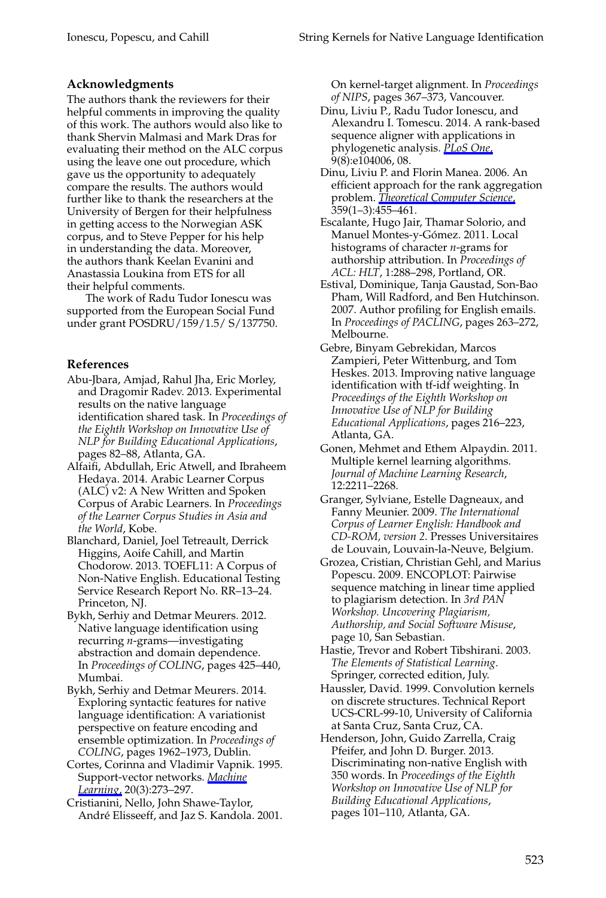## Acknowledgments

The authors thank the reviewers for their helpful comments in improving the quality of this work. The authors would also like to thank Shervin Malmasi and Mark Dras for evaluating their method on the ALC corpus using the leave one out procedure, which gave us the opportunity to adequately compare the results. The authors would further like to thank the researchers at the University of Bergen for their helpfulness in getting access to the Norwegian ASK corpus, and to Steve Pepper for his help in understanding the data. Moreover, the authors thank Keelan Evanini and Anastassia Loukina from ETS for all their helpful comments.

The work of Radu Tudor Ionescu was supported from the European Social Fund under grant POSDRU/159/1.5/ S/137750.

## References

Abu-Jbara, Amjad, Rahul Jha, Eric Morley, and Dragomir Radev. 2013. Experimental results on the native language identification shared task. In *Proceedings of the Eighth Workshop on Innovative Use of NLP for Building Educational Applications*, pages 82–88, Atlanta, GA.

Alfaifi, Abdullah, Eric Atwell, and Ibraheem Hedaya. 2014. Arabic Learner Corpus (ALC) v2: A New Written and Spoken Corpus of Arabic Learners. In *Proceedings of the Learner Corpus Studies in Asia and the World*, Kobe.

Blanchard, Daniel, Joel Tetreault, Derrick Higgins, Aoife Cahill, and Martin Chodorow. 2013. TOEFL11: A Corpus of Non-Native English. Educational Testing Service Research Report No. RR–13–24. Princeton, NJ.

Bykh, Serhiy and Detmar Meurers. 2012. Native language identification using recurring *n*-grams—investigating abstraction and domain dependence. In *Proceedings of COLING*, pages 425–440, Mumbai.

Bykh, Serhiy and Detmar Meurers. 2014. Exploring syntactic features for native language identification: A variationist perspective on feature encoding and ensemble optimization. In *Proceedings of COLING*, pages 1962–1973, Dublin.

Cortes, Corinna and Vladimir Vapnik. 1995. Support-vector networks. *Machine Learning*, 20(3):273–297.

Cristianini, Nello, John Shawe-Taylor, André Elisseeff, and Jaz S. Kandola. 2001. On kernel-target alignment. In *Proceedings of NIPS*, pages 367–373, Vancouver.

Dinu, Liviu P., Radu Tudor Ionescu, and Alexandru I. Tomescu. 2014. A rank-based sequence aligner with applications in phylogenetic analysis. *PLoS One*, 9(8):e104006, 08.

Dinu, Liviu P. and Florin Manea. 2006. An efficient approach for the rank aggregation problem. *Theoretical Computer Science*, 359(1–3):455–461.

Escalante, Hugo Jair, Thamar Solorio, and Manuel Montes-y-Gómez. 2011. Local histograms of character *n*-grams for authorship attribution. In *Proceedings of ACL: HLT*, 1:288–298, Portland, OR.

Estival, Dominique, Tanja Gaustad, Son-Bao Pham, Will Radford, and Ben Hutchinson. 2007. Author profiling for English emails. In *Proceedings of PACLING*, pages 263–272, Melbourne.

Gebre, Binyam Gebrekidan, Marcos Zampieri, Peter Wittenburg, and Tom Heskes. 2013. Improving native language identification with tf-idf weighting. In *Proceedings of the Eighth Workshop on Innovative Use of NLP for Building Educational Applications*, pages 216–223, Atlanta, GA.

Gonen, Mehmet and Ethem Alpaydin. 2011. Multiple kernel learning algorithms. *Journal of Machine Learning Research*, 12:2211–2268.

Granger, Sylviane, Estelle Dagneaux, and Fanny Meunier. 2009. *The International Corpus of Learner English: Handbook and CD-ROM, version 2*. Presses Universitaires de Louvain, Louvain-la-Neuve, Belgium.

Grozea, Cristian, Christian Gehl, and Marius Popescu. 2009. ENCOPLOT: Pairwise sequence matching in linear time applied to plagiarism detection. In *3rd PAN Workshop. Uncovering Plagiarism, Authorship, and Social Software Misuse*, page 10, San Sebastian.

Hastie, Trevor and Robert Tibshirani. 2003. *The Elements of Statistical Learning*. Springer, corrected edition, July.

Haussler, David. 1999. Convolution kernels on discrete structures. Technical Report UCS-CRL-99-10, University of California at Santa Cruz, Santa Cruz, CA.

Henderson, John, Guido Zarrella, Craig Pfeifer, and John D. Burger. 2013. Discriminating non-native English with 350 words. In *Proceedings of the Eighth Workshop on Innovative Use of NLP for Building Educational Applications*, pages 101–110, Atlanta, GA.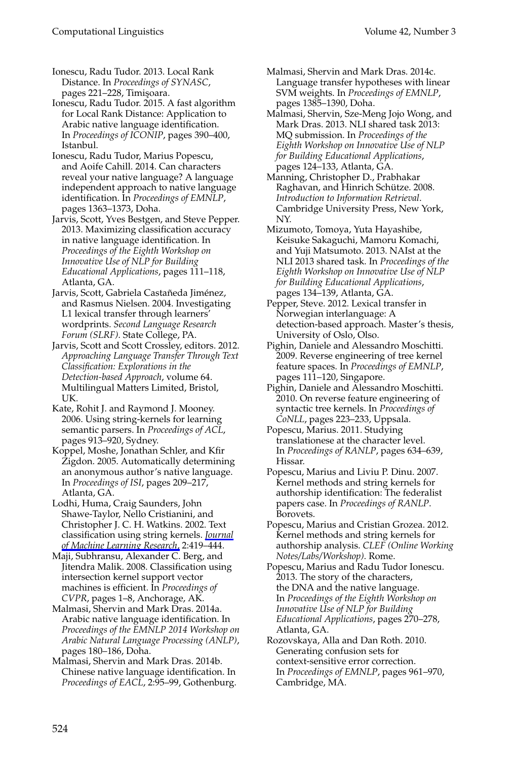Ionescu, Radu Tudor. 2013. Local Rank Distance. In *Proceedings of SYNASC*, pages 221–228, Timişoara.

Ionescu, Radu Tudor. 2015. A fast algorithm for Local Rank Distance: Application to Arabic native language identification. In *Proceedings of ICONIP*, pages 390–400, Istanbul.

Ionescu, Radu Tudor, Marius Popescu, and Aoife Cahill. 2014. Can characters reveal your native language? A language independent approach to native language identification. In *Proceedings of EMNLP*, pages 1363–1373, Doha.

Jarvis, Scott, Yves Bestgen, and Steve Pepper. 2013. Maximizing classification accuracy in native language identification. In *Proceedings of the Eighth Workshop on Innovative Use of NLP for Building Educational Applications*, pages 111–118, Atlanta, GA.

Jarvis, Scott, Gabriela Castañeda Jiménez, and Rasmus Nielsen. 2004. Investigating L1 lexical transfer through learners' wordprints. *Second Language Research Forum (SLRF)*. State College, PA.

Jarvis, Scott and Scott Crossley, editors. 2012. *Approaching Language Transfer Through Text Classification: Explorations in the Detection-based Approach*, volume 64. Multilingual Matters Limited, Bristol, UK.

Kate, Rohit J. and Raymond J. Mooney. 2006. Using string-kernels for learning semantic parsers. In *Proceedings of ACL*, pages 913–920, Sydney.

Koppel, Moshe, Jonathan Schler, and Kfir Zigdon. 2005. Automatically determining an anonymous author's native language. In *Proceedings of ISI*, pages 209–217, Atlanta, GA.

Lodhi, Huma, Craig Saunders, John Shawe-Taylor, Nello Cristianini, and Christopher J. C. H. Watkins. 2002. Text classification using string kernels. *Journal of Machine Learning Research*, 2:419–444.

Maji, Subhransu, Alexander C. Berg, and Jitendra Malik. 2008. Classification using intersection kernel support vector machines is efficient. In *Proceedings of CVPR*, pages 1–8, Anchorage, AK.

Malmasi, Shervin and Mark Dras. 2014a. Arabic native language identification. In *Proceedings of the EMNLP 2014 Workshop on Arabic Natural Language Processing (ANLP)*, pages 180–186, Doha.

Malmasi, Shervin and Mark Dras. 2014b. Chinese native language identification. In *Proceedings of EACL*, 2:95–99, Gothenburg.

Malmasi, Shervin and Mark Dras. 2014c. Language transfer hypotheses with linear SVM weights. In *Proceedings of EMNLP*, pages 1385–1390, Doha.

Malmasi, Shervin, Sze-Meng Jojo Wong, and Mark Dras. 2013. NLI shared task 2013: MQ submission. In *Proceedings of the Eighth Workshop on Innovative Use of NLP for Building Educational Applications*, pages 124–133, Atlanta, GA.

Manning, Christopher D., Prabhakar Raghavan, and Hinrich Schütze. 2008. *Introduction to Information Retrieval*. Cambridge University Press, New York, NY.

Mizumoto, Tomoya, Yuta Hayashibe, Keisuke Sakaguchi, Mamoru Komachi, and Yuji Matsumoto. 2013. NAIst at the NLI 2013 shared task. In *Proceedings of the Eighth Workshop on Innovative Use of NLP for Building Educational Applications*, pages 134–139, Atlanta, GA.

Pepper, Steve. 2012. Lexical transfer in Norwegian interlanguage: A detection-based approach. Master's thesis, University of Oslo, Olso.

Pighin, Daniele and Alessandro Moschitti. 2009. Reverse engineering of tree kernel feature spaces. In *Proceedings of EMNLP*, pages 111–120, Singapore.

Pighin, Daniele and Alessandro Moschitti. 2010. On reverse feature engineering of syntactic tree kernels. In *Proceedings of CoNLL*, pages 223–233, Uppsala.

Popescu, Marius. 2011. Studying translationese at the character level. In *Proceedings of RANLP*, pages 634–639, Hissar.

Popescu, Marius and Liviu P. Dinu. 2007. Kernel methods and string kernels for authorship identification: The federalist papers case. In *Proceedings of RANLP*. Borovets.

Popescu, Marius and Cristian Grozea. 2012. Kernel methods and string kernels for authorship analysis. *CLEF (Online Working Notes/Labs/Workshop)*. Rome.

Popescu, Marius and Radu Tudor Ionescu. 2013. The story of the characters, the DNA and the native language. In *Proceedings of the Eighth Workshop on Innovative Use of NLP for Building Educational Applications*, pages 270–278, Atlanta, GA.

Rozovskaya, Alla and Dan Roth. 2010. Generating confusion sets for context-sensitive error correction. In *Proceedings of EMNLP*, pages 961–970, Cambridge, MA.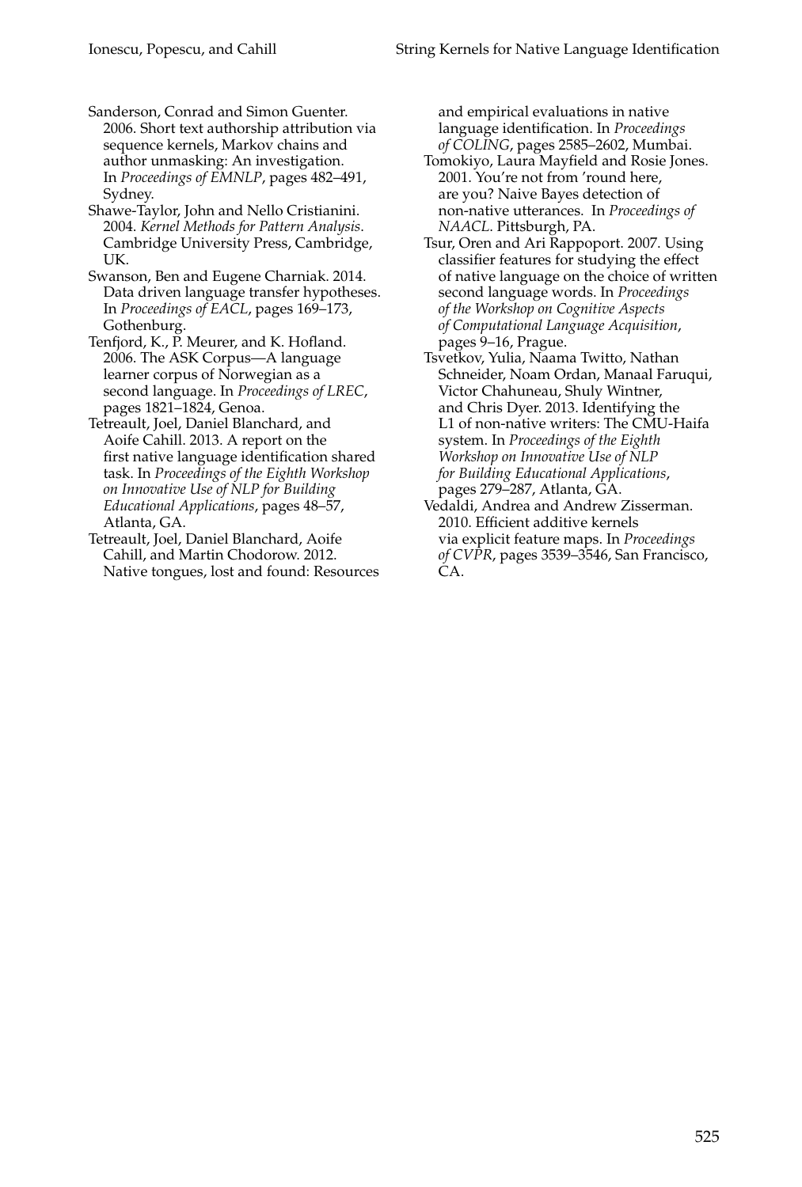Sanderson, Conrad and Simon Guenter. 2006. Short text authorship attribution via sequence kernels, Markov chains and author unmasking: An investigation. In *Proceedings of EMNLP*, pages 482–491, Sydney.

Shawe-Taylor, John and Nello Cristianini. 2004. *Kernel Methods for Pattern Analysis*. Cambridge University Press, Cambridge, UK.

Swanson, Ben and Eugene Charniak. 2014. Data driven language transfer hypotheses. In *Proceedings of EACL*, pages 169–173, Gothenburg.

Tenfjord, K., P. Meurer, and K. Hofland. 2006. The ASK Corpus—A language learner corpus of Norwegian as a second language. In *Proceedings of LREC*, pages 1821–1824, Genoa.

Tetreault, Joel, Daniel Blanchard, and Aoife Cahill. 2013. A report on the first native language identification shared task. In *Proceedings of the Eighth Workshop on Innovative Use of NLP for Building Educational Applications*, pages 48–57, Atlanta, GA.

Tetreault, Joel, Daniel Blanchard, Aoife Cahill, and Martin Chodorow. 2012. Native tongues, lost and found: Resources and empirical evaluations in native language identification. In *Proceedings of COLING*, pages 2585–2602, Mumbai.

Tomokiyo, Laura Mayfield and Rosie Jones. 2001. You're not from 'round here, are you? Naive Bayes detection of non-native utterances. In *Proceedings of NAACL*. Pittsburgh, PA.

Tsur, Oren and Ari Rappoport. 2007. Using classifier features for studying the effect of native language on the choice of written second language words. In *Proceedings of the Workshop on Cognitive Aspects of Computational Language Acquisition*, pages 9–16, Prague.

Tsvetkov, Yulia, Naama Twitto, Nathan Schneider, Noam Ordan, Manaal Faruqui, Victor Chahuneau, Shuly Wintner, and Chris Dyer. 2013. Identifying the L1 of non-native writers: The CMU-Haifa system. In *Proceedings of the Eighth Workshop on Innovative Use of NLP for Building Educational Applications*, pages 279–287, Atlanta, GA.

Vedaldi, Andrea and Andrew Zisserman. 2010. Efficient additive kernels via explicit feature maps. In *Proceedings of CVPR*, pages 3539–3546, San Francisco, CA.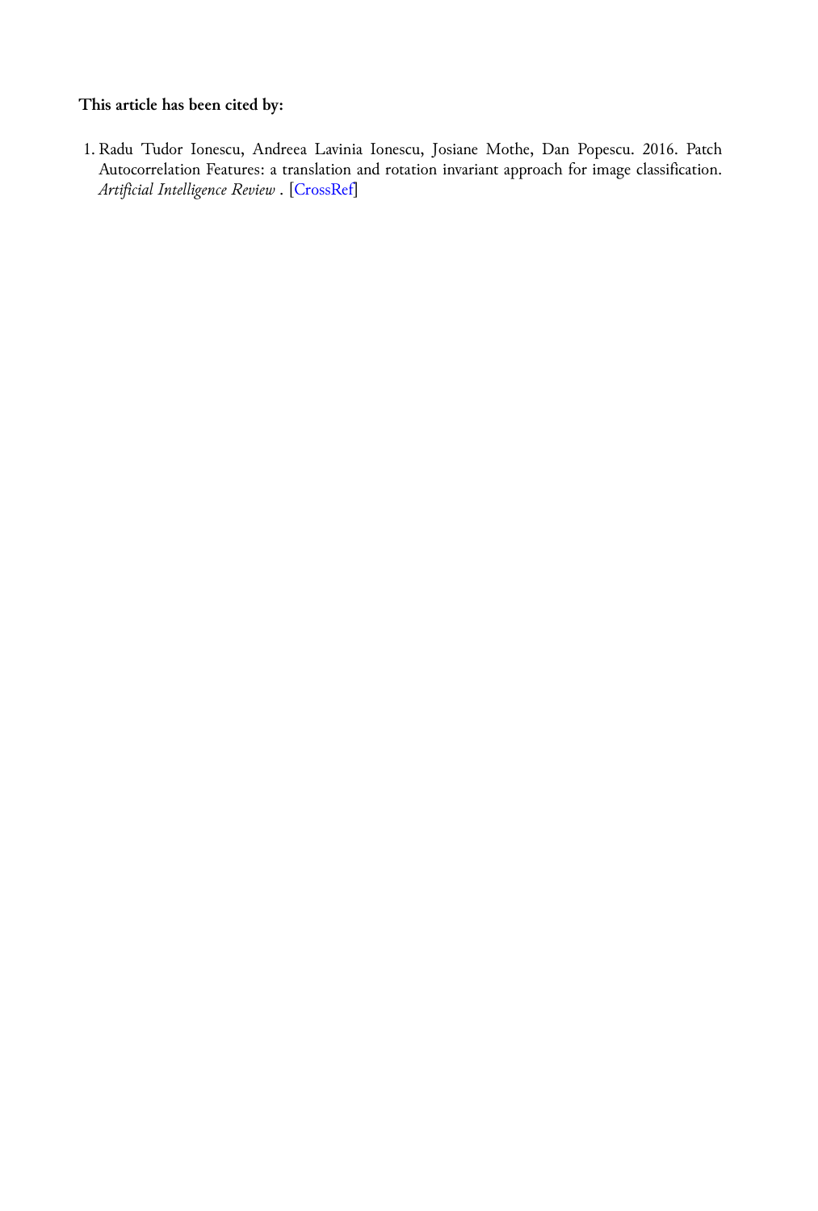**This article has been cited by:**

1. Radu Tudor Ionescu, Andreea Lavinia Ionescu, Josiane Mothe, Dan Popescu. 2016. Patch Autocorrelation Features: a translation and rotation invariant approach for image classification. *Artificial Intelligence Review* . [CrossRef]